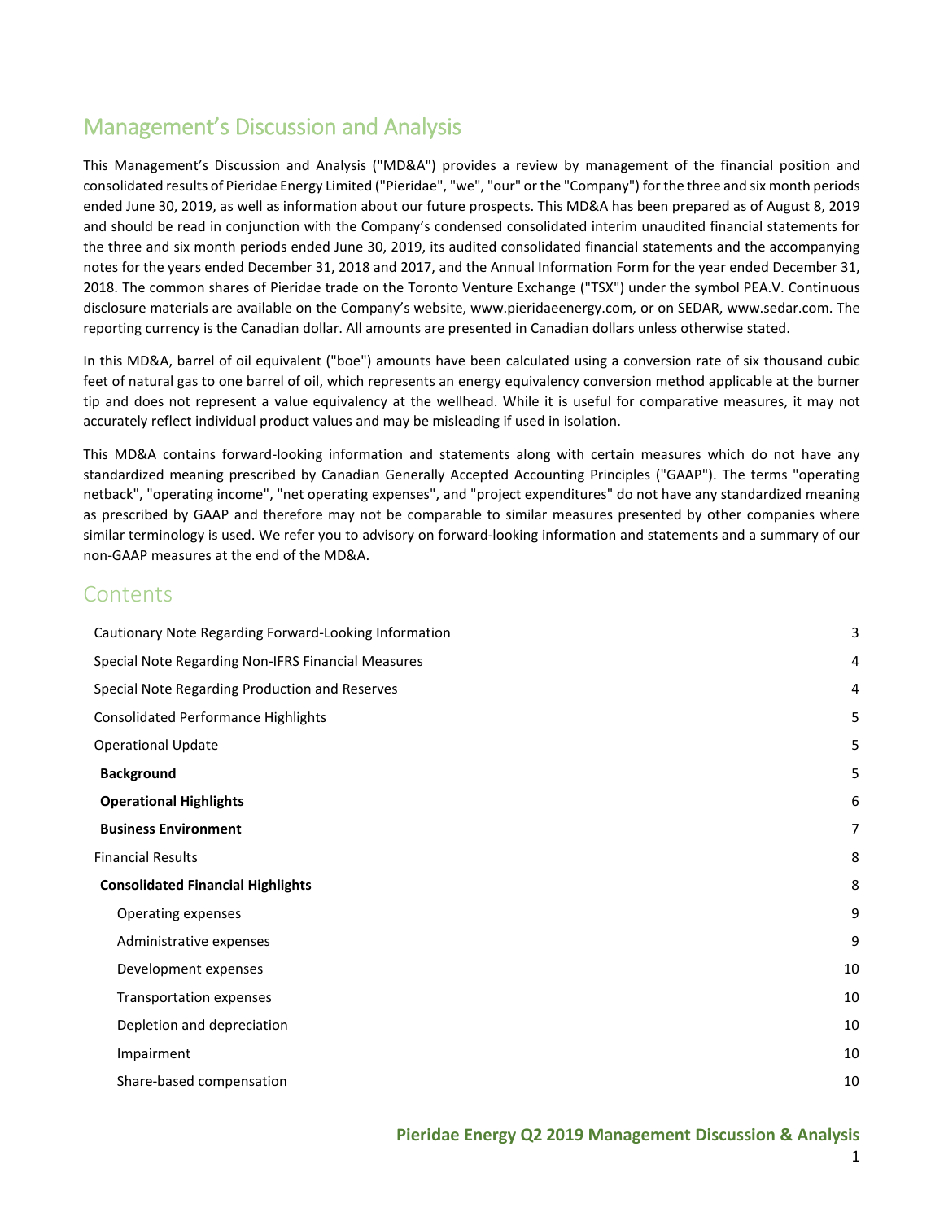# Management's Discussion and Analysis

This Management's Discussion and Analysis ("MD&A") provides a review by management of the financial position and consolidated results of Pieridae Energy Limited ("Pieridae", "we", "our" or the "Company") for the three and six month periods ended June 30, 2019, as well as information about our future prospects. This MD&A has been prepared as of August 8, 2019 and should be read in conjunction with the Company's condensed consolidated interim unaudited financial statements for the three and six month periods ended June 30, 2019, its audited consolidated financial statements and the accompanying notes for the years ended December 31, 2018 and 2017, and the Annual Information Form for the year ended December 31, 2018. The common shares of Pieridae trade on the Toronto Venture Exchange ("TSX") under the symbol PEA.V. Continuous disclosure materials are available on the Company's website, www.pieridaeenergy.com, or on SEDAR, www.sedar.com. The reporting currency is the Canadian dollar. All amounts are presented in Canadian dollars unless otherwise stated.

In this MD&A, barrel of oil equivalent ("boe") amounts have been calculated using a conversion rate of six thousand cubic feet of natural gas to one barrel of oil, which represents an energy equivalency conversion method applicable at the burner tip and does not represent a value equivalency at the wellhead. While it is useful for comparative measures, it may not accurately reflect individual product values and may be misleading if used in isolation.

This MD&A contains forward-looking information and statements along with certain measures which do not have any standardized meaning prescribed by Canadian Generally Accepted Accounting Principles ("GAAP"). The terms "operating netback", "operating income", "net operating expenses", and "project expenditures" do not have any standardized meaning as prescribed by GAAP and therefore may not be comparable to similar measures presented by other companies where similar terminology is used. We refer you to advisory on forward-looking information and statements and a summary of our non-GAAP measures at the end of the MD&A.

## Contents

| | |
|---|---|
| Cautionary Note Regarding Forward-Looking Information | 3 |
| Special Note Regarding Non-IFRS Financial Measures | 4 |
| Special Note Regarding Production and Reserves | 4 |
| Consolidated Performance Highlights | 5 |
| Operational Update | 5 |
| **Background** | 5 |
| **Operational Highlights** | 6 |
| **Business Environment** | 7 |
| Financial Results | 8 |
| **Consolidated Financial Highlights** | 8 |
| Operating expenses | 9 |
| Administrative expenses | 9 |
| Development expenses | 10 |
| Transportation expenses | 10 |
| Depletion and depreciation | 10 |
| Impairment | 10 |
| Share-based compensation | 10 |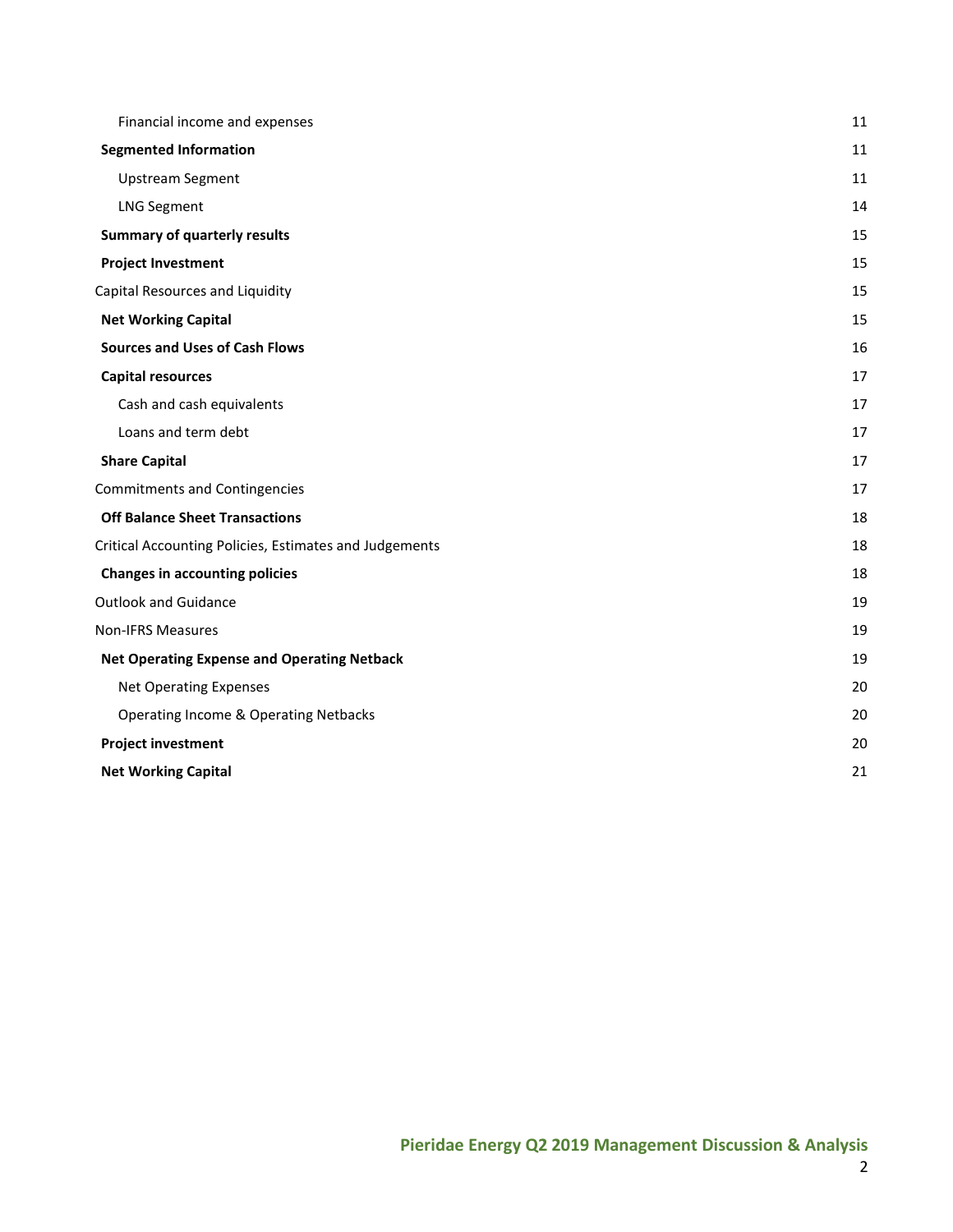| | |
|---|---|
| Financial income and expenses | 11 |
| **Segmented Information** | 11 |
| Upstream Segment | 11 |
| LNG Segment | 14 |
| **Summary of quarterly results** | 15 |
| **Project Investment** | 15 |
| Capital Resources and Liquidity | 15 |
| **Net Working Capital** | 15 |
| **Sources and Uses of Cash Flows** | 16 |
| **Capital resources** | 17 |
| Cash and cash equivalents | 17 |
| Loans and term debt | 17 |
| **Share Capital** | 17 |
| Commitments and Contingencies | 17 |
| **Off Balance Sheet Transactions** | 18 |
| Critical Accounting Policies, Estimates and Judgements | 18 |
| **Changes in accounting policies** | 18 |
| Outlook and Guidance | 19 |
| Non-IFRS Measures | 19 |
| **Net Operating Expense and Operating Netback** | 19 |
| Net Operating Expenses | 20 |
| Operating Income & Operating Netbacks | 20 |
| **Project investment** | 20 |
| **Net Working Capital** | 21 |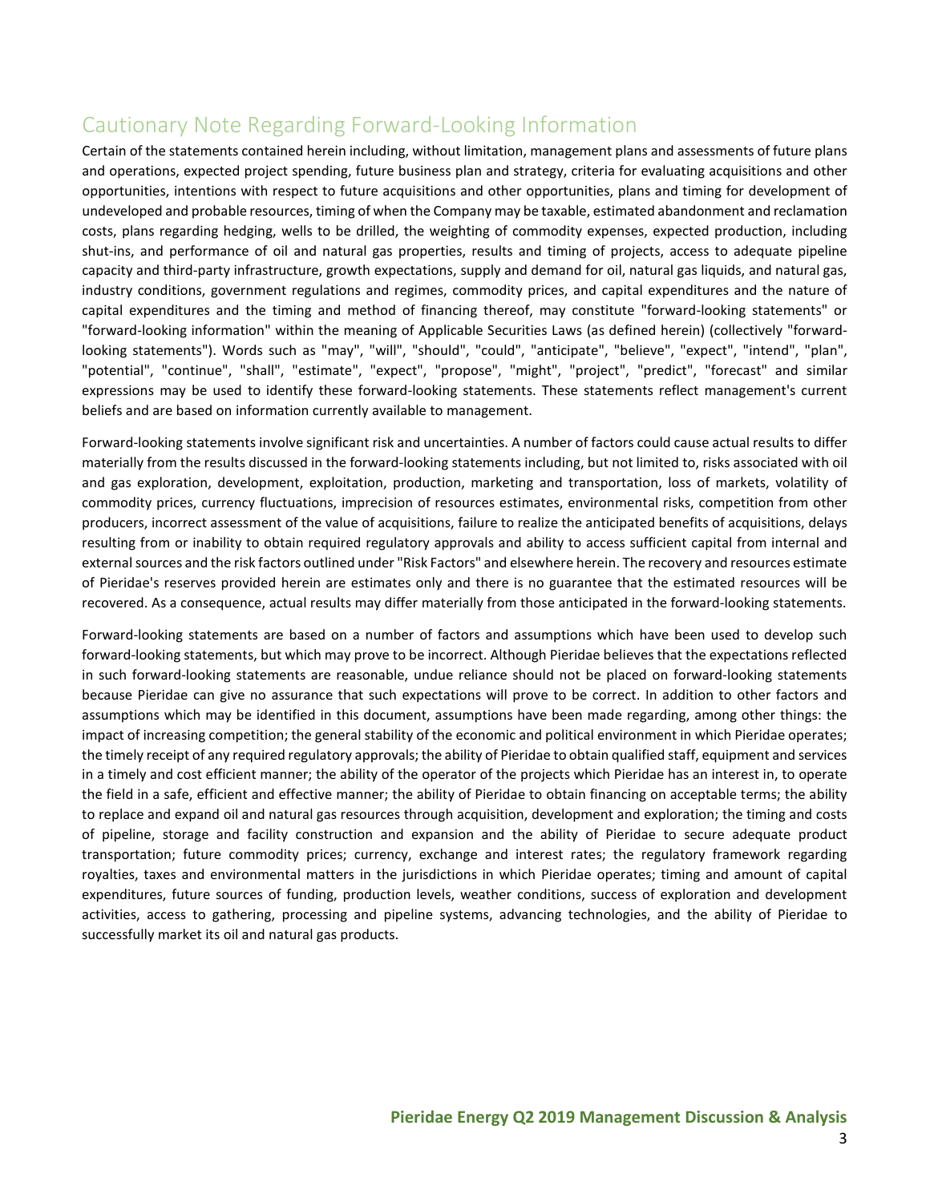## Cautionary Note Regarding Forward-Looking Information

Certain of the statements contained herein including, without limitation, management plans and assessments of future plans and operations, expected project spending, future business plan and strategy, criteria for evaluating acquisitions and other opportunities, intentions with respect to future acquisitions and other opportunities, plans and timing for development of undeveloped and probable resources, timing of when the Company may be taxable, estimated abandonment and reclamation costs, plans regarding hedging, wells to be drilled, the weighting of commodity expenses, expected production, including shut-ins, and performance of oil and natural gas properties, results and timing of projects, access to adequate pipeline capacity and third-party infrastructure, growth expectations, supply and demand for oil, natural gas liquids, and natural gas, industry conditions, government regulations and regimes, commodity prices, and capital expenditures and the nature of capital expenditures and the timing and method of financing thereof, may constitute "forward-looking statements" or "forward-looking information" within the meaning of Applicable Securities Laws (as defined herein) (collectively "forward-looking statements"). Words such as "may", "will", "should", "could", "anticipate", "believe", "expect", "intend", "plan", "potential", "continue", "shall", "estimate", "expect", "propose", "might", "project", "predict", "forecast" and similar expressions may be used to identify these forward-looking statements. These statements reflect management's current beliefs and are based on information currently available to management.

Forward-looking statements involve significant risk and uncertainties. A number of factors could cause actual results to differ materially from the results discussed in the forward-looking statements including, but not limited to, risks associated with oil and gas exploration, development, exploitation, production, marketing and transportation, loss of markets, volatility of commodity prices, currency fluctuations, imprecision of resources estimates, environmental risks, competition from other producers, incorrect assessment of the value of acquisitions, failure to realize the anticipated benefits of acquisitions, delays resulting from or inability to obtain required regulatory approvals and ability to access sufficient capital from internal and external sources and the risk factors outlined under "Risk Factors" and elsewhere herein. The recovery and resources estimate of Pieridae's reserves provided herein are estimates only and there is no guarantee that the estimated resources will be recovered. As a consequence, actual results may differ materially from those anticipated in the forward-looking statements.

Forward-looking statements are based on a number of factors and assumptions which have been used to develop such forward-looking statements, but which may prove to be incorrect. Although Pieridae believes that the expectations reflected in such forward-looking statements are reasonable, undue reliance should not be placed on forward-looking statements because Pieridae can give no assurance that such expectations will prove to be correct. In addition to other factors and assumptions which may be identified in this document, assumptions have been made regarding, among other things: the impact of increasing competition; the general stability of the economic and political environment in which Pieridae operates; the timely receipt of any required regulatory approvals; the ability of Pieridae to obtain qualified staff, equipment and services in a timely and cost efficient manner; the ability of the operator of the projects which Pieridae has an interest in, to operate the field in a safe, efficient and effective manner; the ability of Pieridae to obtain financing on acceptable terms; the ability to replace and expand oil and natural gas resources through acquisition, development and exploration; the timing and costs of pipeline, storage and facility construction and expansion and the ability of Pieridae to secure adequate product transportation; future commodity prices; currency, exchange and interest rates; the regulatory framework regarding royalties, taxes and environmental matters in the jurisdictions in which Pieridae operates; timing and amount of capital expenditures, future sources of funding, production levels, weather conditions, success of exploration and development activities, access to gathering, processing and pipeline systems, advancing technologies, and the ability of Pieridae to successfully market its oil and natural gas products.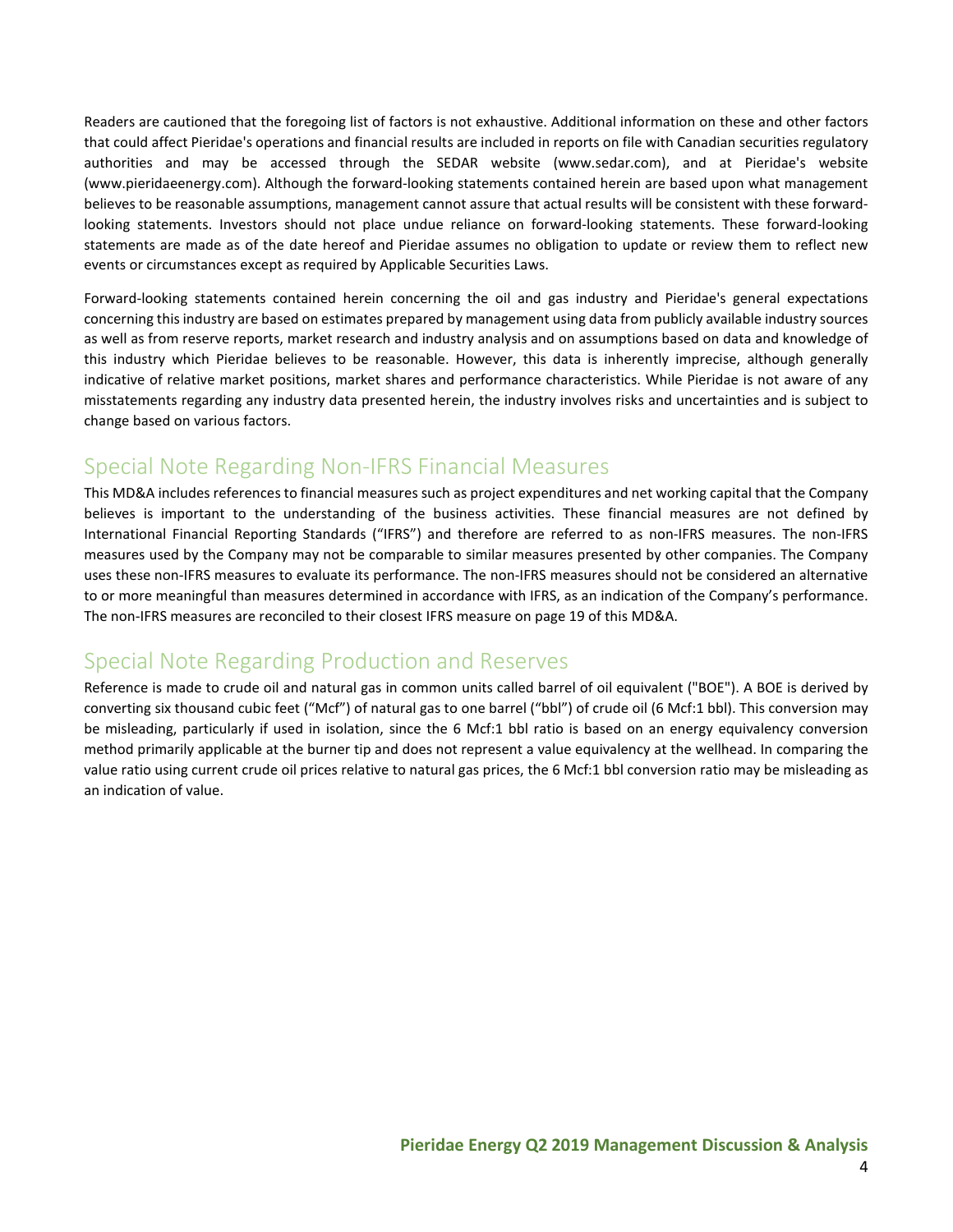Readers are cautioned that the foregoing list of factors is not exhaustive. Additional information on these and other factors that could affect Pieridae's operations and financial results are included in reports on file with Canadian securities regulatory authorities and may be accessed through the SEDAR website (www.sedar.com), and at Pieridae's website (www.pieridaeenergy.com). Although the forward-looking statements contained herein are based upon what management believes to be reasonable assumptions, management cannot assure that actual results will be consistent with these forward-looking statements. Investors should not place undue reliance on forward-looking statements. These forward-looking statements are made as of the date hereof and Pieridae assumes no obligation to update or review them to reflect new events or circumstances except as required by Applicable Securities Laws.

Forward-looking statements contained herein concerning the oil and gas industry and Pieridae's general expectations concerning this industry are based on estimates prepared by management using data from publicly available industry sources as well as from reserve reports, market research and industry analysis and on assumptions based on data and knowledge of this industry which Pieridae believes to be reasonable. However, this data is inherently imprecise, although generally indicative of relative market positions, market shares and performance characteristics. While Pieridae is not aware of any misstatements regarding any industry data presented herein, the industry involves risks and uncertainties and is subject to change based on various factors.

## Special Note Regarding Non-IFRS Financial Measures

This MD&A includes references to financial measures such as project expenditures and net working capital that the Company believes is important to the understanding of the business activities. These financial measures are not defined by International Financial Reporting Standards ("IFRS") and therefore are referred to as non-IFRS measures. The non-IFRS measures used by the Company may not be comparable to similar measures presented by other companies. The Company uses these non-IFRS measures to evaluate its performance. The non-IFRS measures should not be considered an alternative to or more meaningful than measures determined in accordance with IFRS, as an indication of the Company's performance. The non-IFRS measures are reconciled to their closest IFRS measure on page 19 of this MD&A.

## Special Note Regarding Production and Reserves

Reference is made to crude oil and natural gas in common units called barrel of oil equivalent ("BOE"). A BOE is derived by converting six thousand cubic feet ("Mcf") of natural gas to one barrel ("bbl") of crude oil (6 Mcf:1 bbl). This conversion may be misleading, particularly if used in isolation, since the 6 Mcf:1 bbl ratio is based on an energy equivalency conversion method primarily applicable at the burner tip and does not represent a value equivalency at the wellhead. In comparing the value ratio using current crude oil prices relative to natural gas prices, the 6 Mcf:1 bbl conversion ratio may be misleading as an indication of value.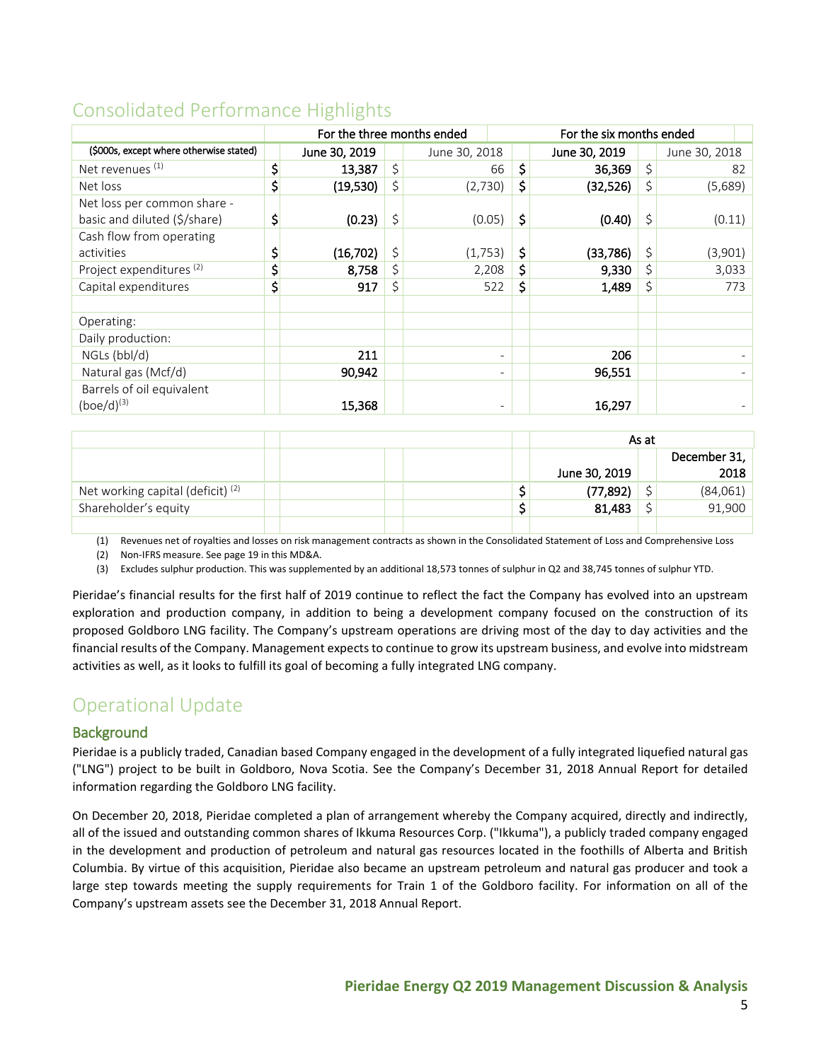# Consolidated Performance Highlights

| ($000s, except where otherwise stated) | For the three months ended | | For the six months ended | |
|---|---|---|---|---|
| | June 30, 2019 | June 30, 2018 | June 30, 2019 | June 30, 2018 |
| Net revenues (1) | $ 13,387 | $ 66 | $ 36,369 | $ 82 |
| Net loss | $ (19,530) | $ (2,730) | $ (32,526) | $ (5,689) |
| Net loss per common share - basic and diluted ($/share) | $ (0.23) | $ (0.05) | $ (0.40) | $ (0.11) |
| Cash flow from operating activities | $ (16,702) | $ (1,753) | $ (33,786) | $ (3,901) |
| Project expenditures (2) | $ 8,758 | $ 2,208 | $ 9,330 | $ 3,033 |
| Capital expenditures | $ 917 | $ 522 | $ 1,489 | $ 773 |
| | | | | |
| Operating: | | | | |
| Daily production: | | | | |
| NGLs (bbl/d) | 211 | - | 206 | - |
| Natural gas (Mcf/d) | 90,942 | - | 96,551 | - |
| Barrels of oil equivalent (boe/d)(3) | 15,368 | - | 16,297 | - |

| | As at | |
|---|---|---|
| | June 30, 2019 | December 31, 2018 |
| Net working capital (deficit) (2) | $ (77,892) | $ (84,061) |
| Shareholder's equity | $ 81,483 | $ 91,900 |

(1) Revenues net of royalties and losses on risk management contracts as shown in the Consolidated Statement of Loss and Comprehensive Loss

(2) Non-IFRS measure. See page 19 in this MD&A.

(3) Excludes sulphur production. This was supplemented by an additional 18,573 tonnes of sulphur in Q2 and 38,745 tonnes of sulphur YTD.

Pieridae's financial results for the first half of 2019 continue to reflect the fact the Company has evolved into an upstream exploration and production company, in addition to being a development company focused on the construction of its proposed Goldboro LNG facility. The Company's upstream operations are driving most of the day to day activities and the financial results of the Company. Management expects to continue to grow its upstream business, and evolve into midstream activities as well, as it looks to fulfill its goal of becoming a fully integrated LNG company.

# Operational Update

## Background

Pieridae is a publicly traded, Canadian based Company engaged in the development of a fully integrated liquefied natural gas ("LNG") project to be built in Goldboro, Nova Scotia. See the Company's December 31, 2018 Annual Report for detailed information regarding the Goldboro LNG facility.

On December 20, 2018, Pieridae completed a plan of arrangement whereby the Company acquired, directly and indirectly, all of the issued and outstanding common shares of Ikkuma Resources Corp. ("Ikkuma"), a publicly traded company engaged in the development and production of petroleum and natural gas resources located in the foothills of Alberta and British Columbia. By virtue of this acquisition, Pieridae also became an upstream petroleum and natural gas producer and took a large step towards meeting the supply requirements for Train 1 of the Goldboro facility. For information on all of the Company's upstream assets see the December 31, 2018 Annual Report.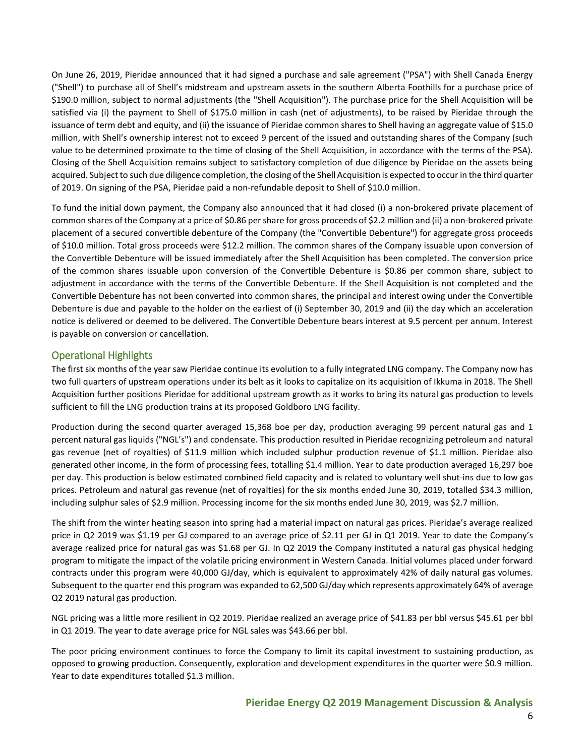On June 26, 2019, Pieridae announced that it had signed a purchase and sale agreement ("PSA") with Shell Canada Energy ("Shell") to purchase all of Shell's midstream and upstream assets in the southern Alberta Foothills for a purchase price of $190.0 million, subject to normal adjustments (the "Shell Acquisition"). The purchase price for the Shell Acquisition will be satisfied via (i) the payment to Shell of $175.0 million in cash (net of adjustments), to be raised by Pieridae through the issuance of term debt and equity, and (ii) the issuance of Pieridae common shares to Shell having an aggregate value of $15.0 million, with Shell's ownership interest not to exceed 9 percent of the issued and outstanding shares of the Company (such value to be determined proximate to the time of closing of the Shell Acquisition, in accordance with the terms of the PSA). Closing of the Shell Acquisition remains subject to satisfactory completion of due diligence by Pieridae on the assets being acquired. Subject to such due diligence completion, the closing of the Shell Acquisition is expected to occur in the third quarter of 2019. On signing of the PSA, Pieridae paid a non-refundable deposit to Shell of $10.0 million.

To fund the initial down payment, the Company also announced that it had closed (i) a non-brokered private placement of common shares of the Company at a price of $0.86 per share for gross proceeds of $2.2 million and (ii) a non-brokered private placement of a secured convertible debenture of the Company (the "Convertible Debenture") for aggregate gross proceeds of $10.0 million. Total gross proceeds were $12.2 million. The common shares of the Company issuable upon conversion of the Convertible Debenture will be issued immediately after the Shell Acquisition has been completed. The conversion price of the common shares issuable upon conversion of the Convertible Debenture is $0.86 per common share, subject to adjustment in accordance with the terms of the Convertible Debenture. If the Shell Acquisition is not completed and the Convertible Debenture has not been converted into common shares, the principal and interest owing under the Convertible Debenture is due and payable to the holder on the earliest of (i) September 30, 2019 and (ii) the day which an acceleration notice is delivered or deemed to be delivered. The Convertible Debenture bears interest at 9.5 percent per annum. Interest is payable on conversion or cancellation.

## Operational Highlights

The first six months of the year saw Pieridae continue its evolution to a fully integrated LNG company. The Company now has two full quarters of upstream operations under its belt as it looks to capitalize on its acquisition of Ikkuma in 2018. The Shell Acquisition further positions Pieridae for additional upstream growth as it works to bring its natural gas production to levels sufficient to fill the LNG production trains at its proposed Goldboro LNG facility.

Production during the second quarter averaged 15,368 boe per day, production averaging 99 percent natural gas and 1 percent natural gas liquids ("NGL's") and condensate. This production resulted in Pieridae recognizing petroleum and natural gas revenue (net of royalties) of $11.9 million which included sulphur production revenue of $1.1 million. Pieridae also generated other income, in the form of processing fees, totalling $1.4 million. Year to date production averaged 16,297 boe per day. This production is below estimated combined field capacity and is related to voluntary well shut-ins due to low gas prices. Petroleum and natural gas revenue (net of royalties) for the six months ended June 30, 2019, totalled $34.3 million, including sulphur sales of $2.9 million. Processing income for the six months ended June 30, 2019, was $2.7 million.

The shift from the winter heating season into spring had a material impact on natural gas prices. Pieridae's average realized price in Q2 2019 was $1.19 per GJ compared to an average price of $2.11 per GJ in Q1 2019. Year to date the Company's average realized price for natural gas was $1.68 per GJ. In Q2 2019 the Company instituted a natural gas physical hedging program to mitigate the impact of the volatile pricing environment in Western Canada. Initial volumes placed under forward contracts under this program were 40,000 GJ/day, which is equivalent to approximately 42% of daily natural gas volumes. Subsequent to the quarter end this program was expanded to 62,500 GJ/day which represents approximately 64% of average Q2 2019 natural gas production.

NGL pricing was a little more resilient in Q2 2019. Pieridae realized an average price of $41.83 per bbl versus $45.61 per bbl in Q1 2019. The year to date average price for NGL sales was $43.66 per bbl.

The poor pricing environment continues to force the Company to limit its capital investment to sustaining production, as opposed to growing production. Consequently, exploration and development expenditures in the quarter were $0.9 million. Year to date expenditures totalled $1.3 million.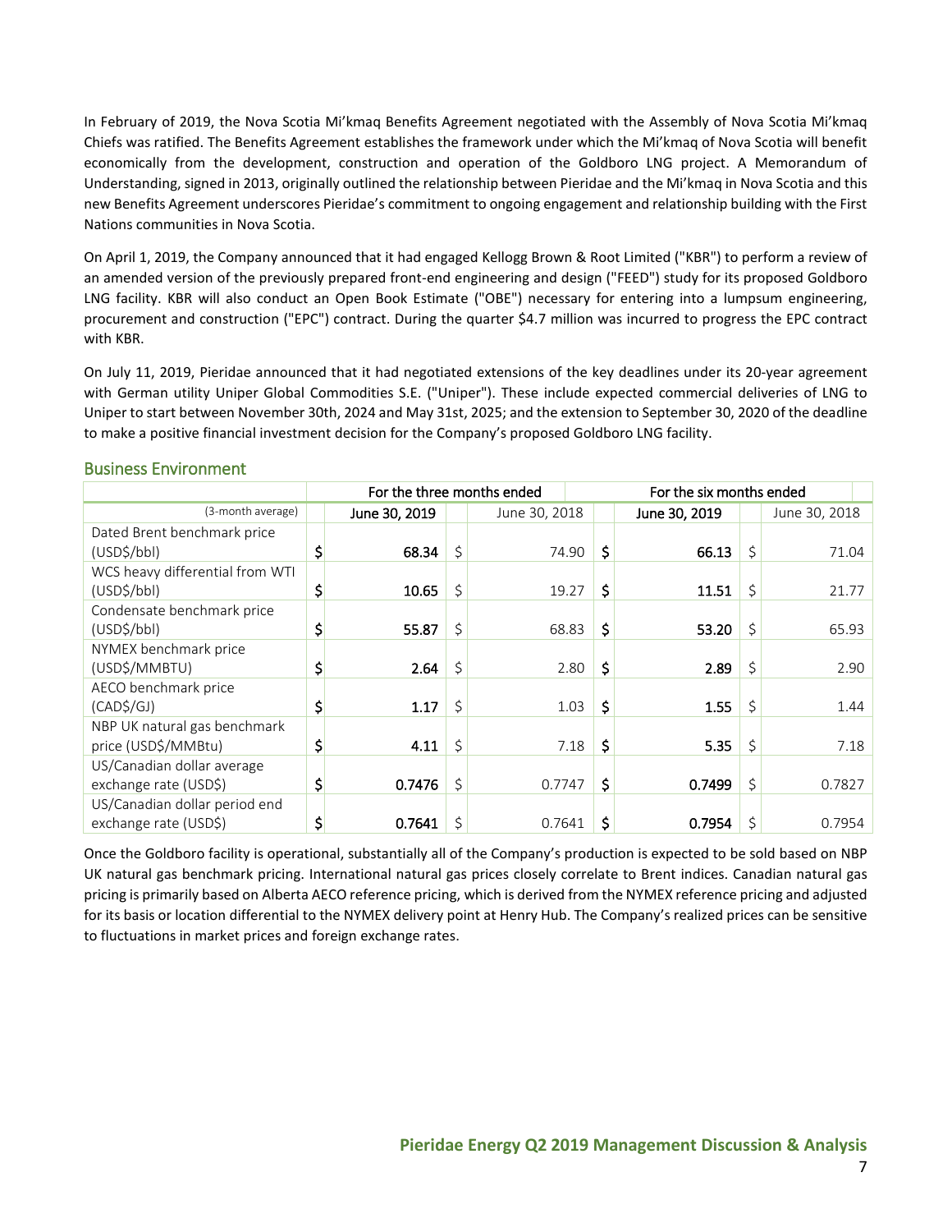In February of 2019, the Nova Scotia Mi'kmaq Benefits Agreement negotiated with the Assembly of Nova Scotia Mi'kmaq Chiefs was ratified. The Benefits Agreement establishes the framework under which the Mi'kmaq of Nova Scotia will benefit economically from the development, construction and operation of the Goldboro LNG project. A Memorandum of Understanding, signed in 2013, originally outlined the relationship between Pieridae and the Mi'kmaq in Nova Scotia and this new Benefits Agreement underscores Pieridae's commitment to ongoing engagement and relationship building with the First Nations communities in Nova Scotia.

On April 1, 2019, the Company announced that it had engaged Kellogg Brown & Root Limited ("KBR") to perform a review of an amended version of the previously prepared front-end engineering and design ("FEED") study for its proposed Goldboro LNG facility. KBR will also conduct an Open Book Estimate ("OBE") necessary for entering into a lumpsum engineering, procurement and construction ("EPC") contract. During the quarter $4.7 million was incurred to progress the EPC contract with KBR.

On July 11, 2019, Pieridae announced that it had negotiated extensions of the key deadlines under its 20-year agreement with German utility Uniper Global Commodities S.E. ("Uniper"). These include expected commercial deliveries of LNG to Uniper to start between November 30th, 2024 and May 31st, 2025; and the extension to September 30, 2020 of the deadline to make a positive financial investment decision for the Company's proposed Goldboro LNG facility.

## Business Environment

| | For the three months ended | | For the six months ended | |
|---|---|---|---|---|
| (3-month average) | **June 30, 2019** | June 30, 2018 | **June 30, 2019** | June 30, 2018 |
| Dated Brent benchmark price (USD$/bbl) | **$ 68.34** | $ 74.90 | **$ 66.13** | $ 71.04 |
| WCS heavy differential from WTI (USD$/bbl) | **$ 10.65** | $ 19.27 | **$ 11.51** | $ 21.77 |
| Condensate benchmark price (USD$/bbl) | **$ 55.87** | $ 68.83 | **$ 53.20** | $ 65.93 |
| NYMEX benchmark price (USD$/MMBTU) | **$ 2.64** | $ 2.80 | **$ 2.89** | $ 2.90 |
| AECO benchmark price (CAD$/GJ) | **$ 1.17** | $ 1.03 | **$ 1.55** | $ 1.44 |
| NBP UK natural gas benchmark price (USD$/MMBtu) | **$ 4.11** | $ 7.18 | **$ 5.35** | $ 7.18 |
| US/Canadian dollar average exchange rate (USD$) | **$ 0.7476** | $ 0.7747 | **$ 0.7499** | $ 0.7827 |
| US/Canadian dollar period end exchange rate (USD$) | **$ 0.7641** | $ 0.7641 | **$ 0.7954** | $ 0.7954 |

Once the Goldboro facility is operational, substantially all of the Company's production is expected to be sold based on NBP UK natural gas benchmark pricing. International natural gas prices closely correlate to Brent indices. Canadian natural gas pricing is primarily based on Alberta AECO reference pricing, which is derived from the NYMEX reference pricing and adjusted for its basis or location differential to the NYMEX delivery point at Henry Hub. The Company's realized prices can be sensitive to fluctuations in market prices and foreign exchange rates.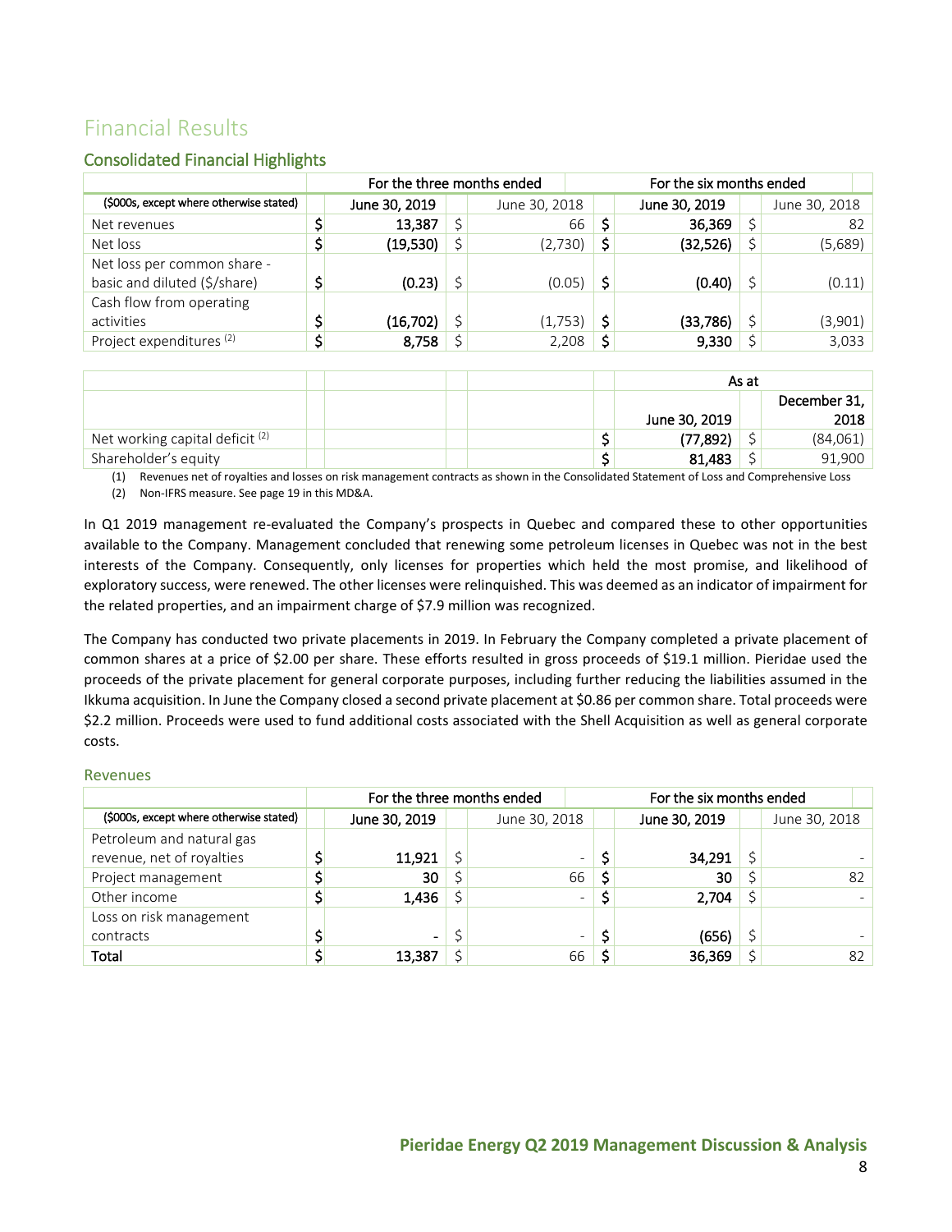# Financial Results

## Consolidated Financial Highlights

| | For the three months ended | | For the six months ended | |
|---|---|---|---|---|
| ($000s, except where otherwise stated) | June 30, 2019 | June 30, 2018 | June 30, 2019 | June 30, 2018 |
| Net revenues | $ 13,387 | $ 66 | $ 36,369 | $ 82 |
| Net loss | $ (19,530) | $ (2,730) | $ (32,526) | $ (5,689) |
| Net loss per common share - basic and diluted ($/share) | $ (0.23) | $ (0.05) | $ (0.40) | $ (0.11) |
| Cash flow from operating activities | $ (16,702) | $ (1,753) | $ (33,786) | $ (3,901) |
| Project expenditures (2) | $ 8,758 | $ 2,208 | $ 9,330 | $ 3,033 |

| | As at | |
|---|---|---|
| | June 30, 2019 | December 31, 2018 |
| Net working capital deficit (2) | $ (77,892) | $ (84,061) |
| Shareholder's equity | $ 81,483 | $ 91,900 |

(1) Revenues net of royalties and losses on risk management contracts as shown in the Consolidated Statement of Loss and Comprehensive Loss

(2) Non-IFRS measure. See page 19 in this MD&A.

In Q1 2019 management re-evaluated the Company's prospects in Quebec and compared these to other opportunities available to the Company. Management concluded that renewing some petroleum licenses in Quebec was not in the best interests of the Company. Consequently, only licenses for properties which held the most promise, and likelihood of exploratory success, were renewed. The other licenses were relinquished. This was deemed as an indicator of impairment for the related properties, and an impairment charge of $7.9 million was recognized.

The Company has conducted two private placements in 2019. In February the Company completed a private placement of common shares at a price of $2.00 per share. These efforts resulted in gross proceeds of $19.1 million. Pieridae used the proceeds of the private placement for general corporate purposes, including further reducing the liabilities assumed in the Ikkuma acquisition. In June the Company closed a second private placement at $0.86 per common share. Total proceeds were $2.2 million. Proceeds were used to fund additional costs associated with the Shell Acquisition as well as general corporate costs.

### Revenues

| | For the three months ended | | For the six months ended | |
|---|---|---|---|---|
| ($000s, except where otherwise stated) | June 30, 2019 | June 30, 2018 | June 30, 2019 | June 30, 2018 |
| Petroleum and natural gas revenue, net of royalties | $ 11,921 | $ - | $ 34,291 | $ - |
| Project management | $ 30 | $ 66 | $ 30 | $ 82 |
| Other income | $ 1,436 | $ - | $ 2,704 | $ - |
| Loss on risk management contracts | $ - | $ - | $ (656) | $ - |
| **Total** | $ 13,387 | $ 66 | $ 36,369 | $ 82 |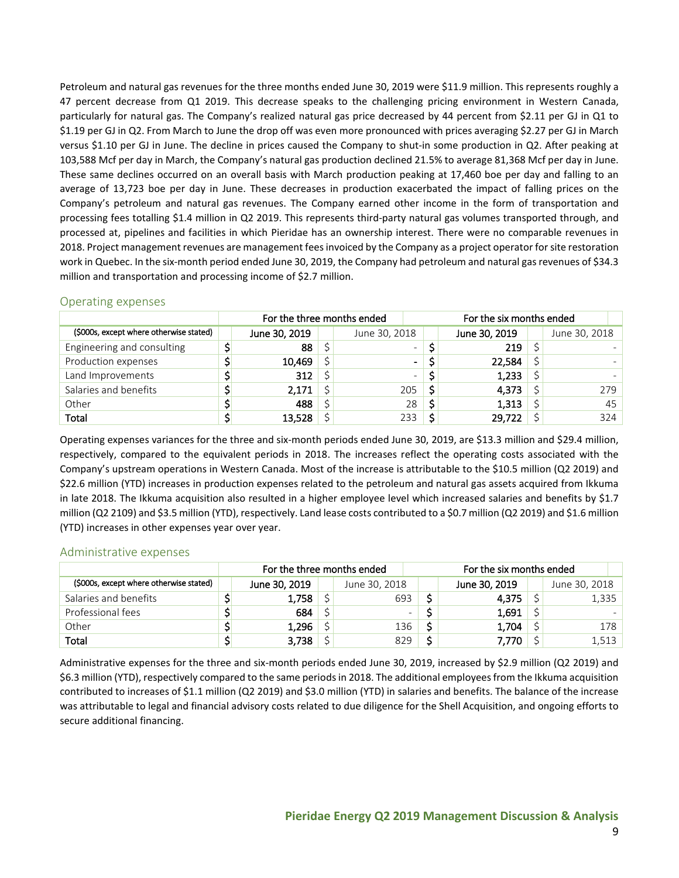Petroleum and natural gas revenues for the three months ended June 30, 2019 were $11.9 million. This represents roughly a 47 percent decrease from Q1 2019. This decrease speaks to the challenging pricing environment in Western Canada, particularly for natural gas. The Company's realized natural gas price decreased by 44 percent from $2.11 per GJ in Q1 to $1.19 per GJ in Q2. From March to June the drop off was even more pronounced with prices averaging $2.27 per GJ in March versus $1.10 per GJ in June. The decline in prices caused the Company to shut-in some production in Q2. After peaking at 103,588 Mcf per day in March, the Company's natural gas production declined 21.5% to average 81,368 Mcf per day in June. These same declines occurred on an overall basis with March production peaking at 17,460 boe per day and falling to an average of 13,723 boe per day in June. These decreases in production exacerbated the impact of falling prices on the Company's petroleum and natural gas revenues. The Company earned other income in the form of transportation and processing fees totalling $1.4 million in Q2 2019. This represents third-party natural gas volumes transported through, and processed at, pipelines and facilities in which Pieridae has an ownership interest. There were no comparable revenues in 2018. Project management revenues are management fees invoiced by the Company as a project operator for site restoration work in Quebec. In the six-month period ended June 30, 2019, the Company had petroleum and natural gas revenues of $34.3 million and transportation and processing income of $2.7 million.

## Operating expenses

| | For the three months ended | | For the six months ended | |
|---|---|---|---|---|
| ($000s, except where otherwise stated) | June 30, 2019 | June 30, 2018 | June 30, 2019 | June 30, 2018 |
| Engineering and consulting | $ 88 | $ - | $ 219 | $ - |
| Production expenses | $ 10,469 | $ - | $ 22,584 | $ - |
| Land Improvements | $ 312 | $ - | $ 1,233 | $ - |
| Salaries and benefits | $ 2,171 | $ 205 | $ 4,373 | $ 279 |
| Other | $ 488 | $ 28 | $ 1,313 | $ 45 |
| **Total** | $ 13,528 | $ 233 | $ 29,722 | $ 324 |

Operating expenses variances for the three and six-month periods ended June 30, 2019, are $13.3 million and $29.4 million, respectively, compared to the equivalent periods in 2018. The increases reflect the operating costs associated with the Company's upstream operations in Western Canada. Most of the increase is attributable to the $10.5 million (Q2 2019) and $22.6 million (YTD) increases in production expenses related to the petroleum and natural gas assets acquired from Ikkuma in late 2018. The Ikkuma acquisition also resulted in a higher employee level which increased salaries and benefits by $1.7 million (Q2 2109) and $3.5 million (YTD), respectively. Land lease costs contributed to a $0.7 million (Q2 2019) and $1.6 million (YTD) increases in other expenses year over year.

## Administrative expenses

| | For the three months ended | | For the six months ended | |
|---|---|---|---|---|
| ($000s, except where otherwise stated) | June 30, 2019 | June 30, 2018 | June 30, 2019 | June 30, 2018 |
| Salaries and benefits | $ 1,758 | $ 693 | $ 4,375 | $ 1,335 |
| Professional fees | $ 684 | $ - | $ 1,691 | $ - |
| Other | $ 1,296 | $ 136 | $ 1,704 | $ 178 |
| **Total** | $ 3,738 | $ 829 | $ 7,770 | $ 1,513 |

Administrative expenses for the three and six-month periods ended June 30, 2019, increased by $2.9 million (Q2 2019) and $6.3 million (YTD), respectively compared to the same periods in 2018. The additional employees from the Ikkuma acquisition contributed to increases of $1.1 million (Q2 2019) and $3.0 million (YTD) in salaries and benefits. The balance of the increase was attributable to legal and financial advisory costs related to due diligence for the Shell Acquisition, and ongoing efforts to secure additional financing.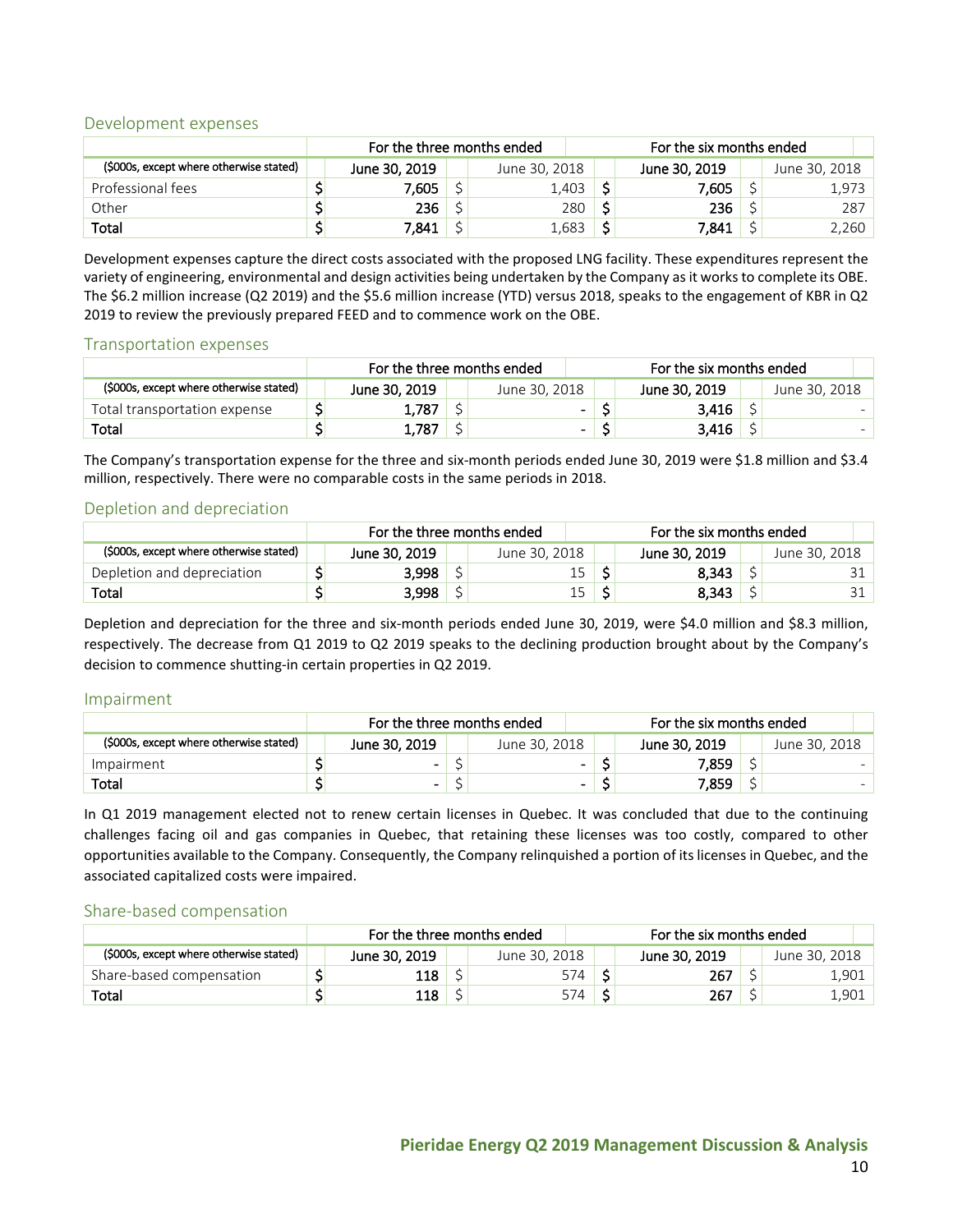## Development expenses

| ($000s, except where otherwise stated) | For the three months ended | | For the six months ended | |
|---|---|---|---|---|
| | June 30, 2019 | June 30, 2018 | June 30, 2019 | June 30, 2018 |
| Professional fees | $ 7,605 | $ 1,403 | $ 7,605 | $ 1,973 |
| Other | $ 236 | $ 280 | $ 236 | $ 287 |
| **Total** | $ 7,841 | $ 1,683 | $ 7,841 | $ 2,260 |

Development expenses capture the direct costs associated with the proposed LNG facility. These expenditures represent the variety of engineering, environmental and design activities being undertaken by the Company as it works to complete its OBE. The $6.2 million increase (Q2 2019) and the $5.6 million increase (YTD) versus 2018, speaks to the engagement of KBR in Q2 2019 to review the previously prepared FEED and to commence work on the OBE.

## Transportation expenses

| ($000s, except where otherwise stated) | For the three months ended | | For the six months ended | |
|---|---|---|---|---|
| | June 30, 2019 | June 30, 2018 | June 30, 2019 | June 30, 2018 |
| Total transportation expense | $ 1,787 | $ - | $ 3,416 | $ - |
| **Total** | $ 1,787 | $ - | $ 3,416 | $ - |

The Company's transportation expense for the three and six-month periods ended June 30, 2019 were $1.8 million and $3.4 million, respectively. There were no comparable costs in the same periods in 2018.

## Depletion and depreciation

| ($000s, except where otherwise stated) | For the three months ended | | For the six months ended | |
|---|---|---|---|---|
| | June 30, 2019 | June 30, 2018 | June 30, 2019 | June 30, 2018 |
| Depletion and depreciation | $ 3,998 | $ 15 | $ 8,343 | $ 31 |
| **Total** | $ 3,998 | $ 15 | $ 8,343 | $ 31 |

Depletion and depreciation for the three and six-month periods ended June 30, 2019, were $4.0 million and $8.3 million, respectively. The decrease from Q1 2019 to Q2 2019 speaks to the declining production brought about by the Company's decision to commence shutting-in certain properties in Q2 2019.

## Impairment

| ($000s, except where otherwise stated) | For the three months ended | | For the six months ended | |
|---|---|---|---|---|
| | June 30, 2019 | June 30, 2018 | June 30, 2019 | June 30, 2018 |
| Impairment | $ - | $ - | $ 7,859 | $ - |
| **Total** | $ - | $ - | $ 7,859 | $ - |

In Q1 2019 management elected not to renew certain licenses in Quebec. It was concluded that due to the continuing challenges facing oil and gas companies in Quebec, that retaining these licenses was too costly, compared to other opportunities available to the Company. Consequently, the Company relinquished a portion of its licenses in Quebec, and the associated capitalized costs were impaired.

## Share-based compensation

| ($000s, except where otherwise stated) | For the three months ended | | For the six months ended | |
|---|---|---|---|---|
| | June 30, 2019 | June 30, 2018 | June 30, 2019 | June 30, 2018 |
| Share-based compensation | $ 118 | $ 574 | $ 267 | $ 1,901 |
| **Total** | $ 118 | $ 574 | $ 267 | $ 1,901 |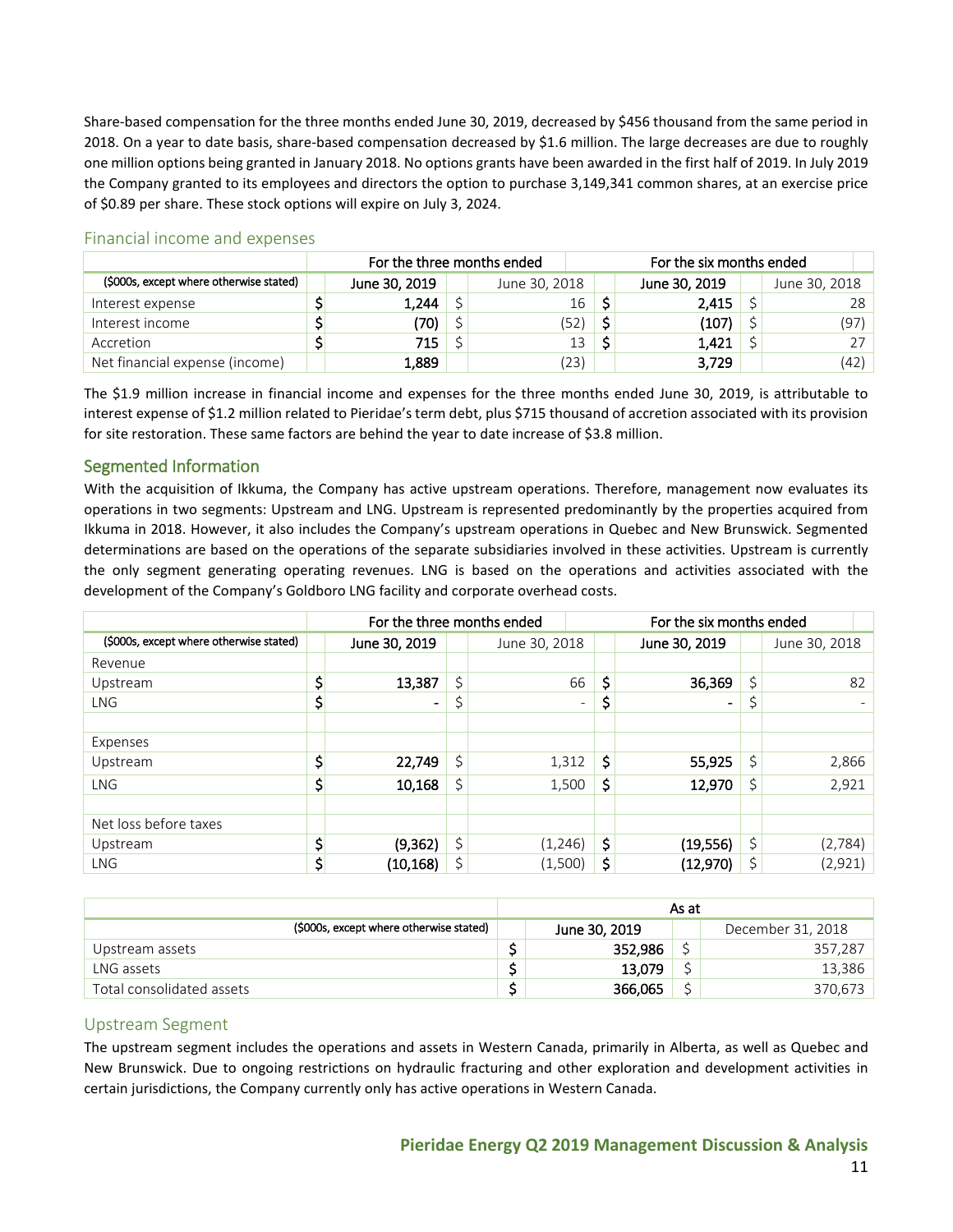Share-based compensation for the three months ended June 30, 2019, decreased by $456 thousand from the same period in 2018. On a year to date basis, share-based compensation decreased by $1.6 million. The large decreases are due to roughly one million options being granted in January 2018. No options grants have been awarded in the first half of 2019. In July 2019 the Company granted to its employees and directors the option to purchase 3,149,341 common shares, at an exercise price of $0.89 per share. These stock options will expire on July 3, 2024.

## Financial income and expenses

| | For the three months ended | | For the six months ended | |
|---|---|---|---|---|
| ($000s, except where otherwise stated) | June 30, 2019 | June 30, 2018 | June 30, 2019 | June 30, 2018 |
| Interest expense | $ 1,244 | $ 16 | $ 2,415 | $ 28 |
| Interest income | $ (70) | $ (52) | $ (107) | $ (97) |
| Accretion | $ 715 | $ 13 | $ 1,421 | $ 27 |
| Net financial expense (income) | 1,889 | (23) | 3,729 | (42) |

The $1.9 million increase in financial income and expenses for the three months ended June 30, 2019, is attributable to interest expense of $1.2 million related to Pieridae's term debt, plus $715 thousand of accretion associated with its provision for site restoration. These same factors are behind the year to date increase of $3.8 million.

## Segmented Information

With the acquisition of Ikkuma, the Company has active upstream operations. Therefore, management now evaluates its operations in two segments: Upstream and LNG. Upstream is represented predominantly by the properties acquired from Ikkuma in 2018. However, it also includes the Company's upstream operations in Quebec and New Brunswick. Segmented determinations are based on the operations of the separate subsidiaries involved in these activities. Upstream is currently the only segment generating operating revenues. LNG is based on the operations and activities associated with the development of the Company's Goldboro LNG facility and corporate overhead costs.

| | For the three months ended | | For the six months ended | |
|---|---|---|---|---|
| ($000s, except where otherwise stated) | June 30, 2019 | June 30, 2018 | June 30, 2019 | June 30, 2018 |
| Revenue | | | | |
| Upstream | $ 13,387 | $ 66 | $ 36,369 | $ 82 |
| LNG | $ - | $ - | $ - | $ - |
| | | | | |
| Expenses | | | | |
| Upstream | $ 22,749 | $ 1,312 | $ 55,925 | $ 2,866 |
| LNG | $ 10,168 | $ 1,500 | $ 12,970 | $ 2,921 |
| | | | | |
| Net loss before taxes | | | | |
| Upstream | $ (9,362) | $ (1,246) | $ (19,556) | $ (2,784) |
| LNG | $ (10,168) | $ (1,500) | $ (12,970) | $ (2,921) |

| | As at | |
|---|---|---|
| ($000s, except where otherwise stated) | June 30, 2019 | December 31, 2018 |
| Upstream assets | $ 352,986 | $ 357,287 |
| LNG assets | $ 13,079 | $ 13,386 |
| Total consolidated assets | $ 366,065 | $ 370,673 |

## Upstream Segment

The upstream segment includes the operations and assets in Western Canada, primarily in Alberta, as well as Quebec and New Brunswick. Due to ongoing restrictions on hydraulic fracturing and other exploration and development activities in certain jurisdictions, the Company currently only has active operations in Western Canada.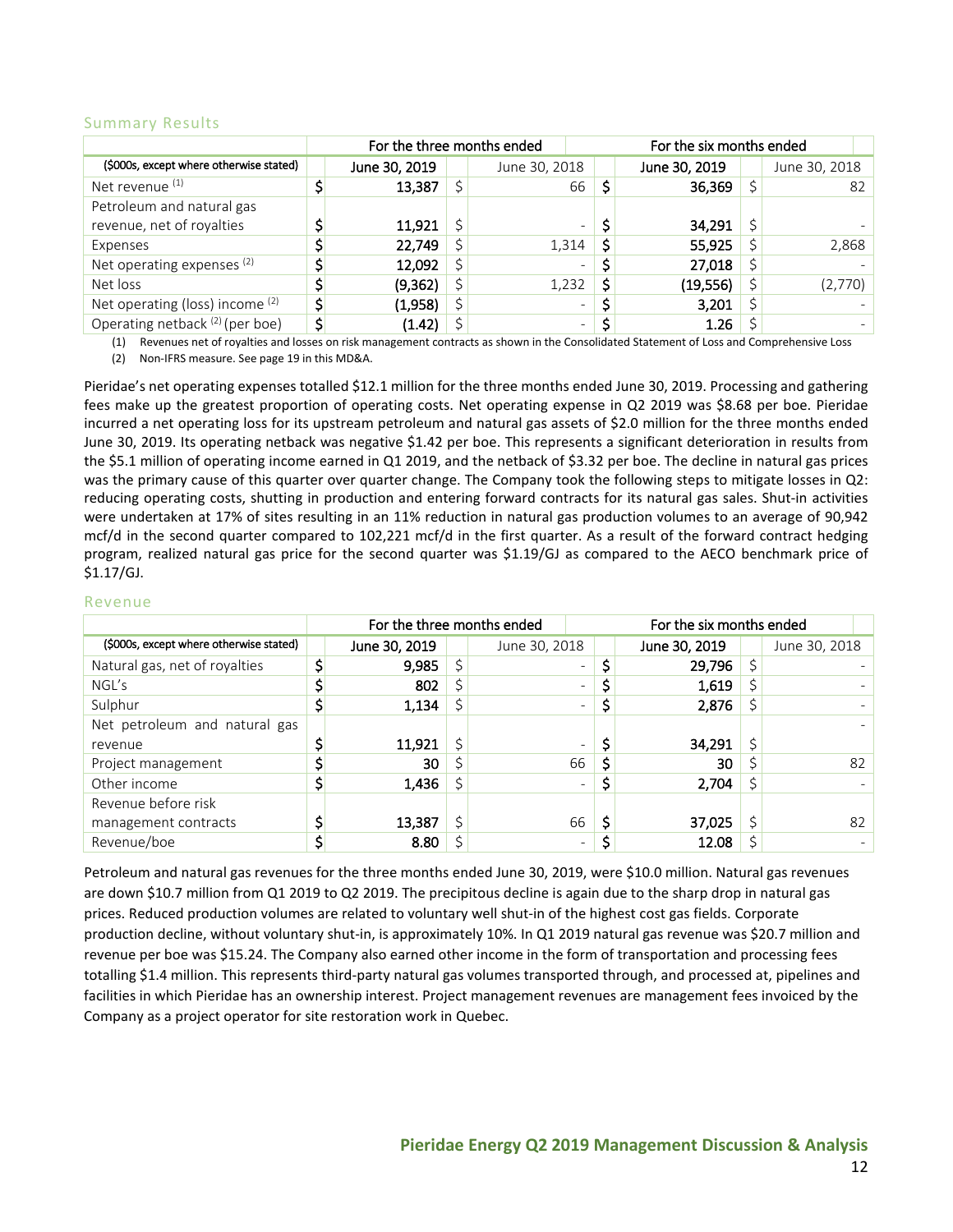## Summary Results

| ($000s, except where otherwise stated) | For the three months ended | | For the six months ended | |
|---|---|---|---|---|
| | June 30, 2019 | June 30, 2018 | June 30, 2019 | June 30, 2018 |
| Net revenue [1] | $ 13,387 | $ 66 | $ 36,369 | $ 82 |
| Petroleum and natural gas revenue, net of royalties | $ 11,921 | $ - | $ 34,291 | $ - |
| Expenses | $ 22,749 | $ 1,314 | $ 55,925 | $ 2,868 |
| Net operating expenses [2] | $ 12,092 | $ - | $ 27,018 | $ - |
| Net loss | $ (9,362) | $ 1,232 | $ (19,556) | $ (2,770) |
| Net operating (loss) income [2] | $ (1,958) | $ - | $ 3,201 | $ - |
| Operating netback [2] (per boe) | $ (1.42) | $ - | $ 1.26 | $ - |

(1) Revenues net of royalties and losses on risk management contracts as shown in the Consolidated Statement of Loss and Comprehensive Loss

(2) Non-IFRS measure. See page 19 in this MD&A.

Pieridae's net operating expenses totalled $12.1 million for the three months ended June 30, 2019. Processing and gathering fees make up the greatest proportion of operating costs. Net operating expense in Q2 2019 was $8.68 per boe. Pieridae incurred a net operating loss for its upstream petroleum and natural gas assets of $2.0 million for the three months ended June 30, 2019. Its operating netback was negative $1.42 per boe. This represents a significant deterioration in results from the $5.1 million of operating income earned in Q1 2019, and the netback of $3.32 per boe. The decline in natural gas prices was the primary cause of this quarter over quarter change. The Company took the following steps to mitigate losses in Q2: reducing operating costs, shutting in production and entering forward contracts for its natural gas sales. Shut-in activities were undertaken at 17% of sites resulting in an 11% reduction in natural gas production volumes to an average of 90,942 mcf/d in the second quarter compared to 102,221 mcf/d in the first quarter. As a result of the forward contract hedging program, realized natural gas price for the second quarter was $1.19/GJ as compared to the AECO benchmark price of $1.17/GJ.

## Revenue

| ($000s, except where otherwise stated) | For the three months ended | | For the six months ended | |
|---|---|---|---|---|
| | June 30, 2019 | June 30, 2018 | June 30, 2019 | June 30, 2018 |
| Natural gas, net of royalties | $ 9,985 | $ - | $ 29,796 | $ - |
| NGL's | $ 802 | $ - | $ 1,619 | $ - |
| Sulphur | $ 1,134 | $ - | $ 2,876 | $ - |
| Net petroleum and natural gas revenue | $ 11,921 | $ - | $ 34,291 | $ - |
| Project management | $ 30 | $ 66 | $ 30 | $ 82 |
| Other income | $ 1,436 | $ - | $ 2,704 | $ - |
| Revenue before risk management contracts | $ 13,387 | $ 66 | $ 37,025 | $ 82 |
| Revenue/boe | $ 8.80 | $ - | $ 12.08 | $ - |

Petroleum and natural gas revenues for the three months ended June 30, 2019, were $10.0 million. Natural gas revenues are down $10.7 million from Q1 2019 to Q2 2019. The precipitous decline is again due to the sharp drop in natural gas prices. Reduced production volumes are related to voluntary well shut-in of the highest cost gas fields. Corporate production decline, without voluntary shut-in, is approximately 10%. In Q1 2019 natural gas revenue was $20.7 million and revenue per boe was $15.24. The Company also earned other income in the form of transportation and processing fees totalling $1.4 million. This represents third-party natural gas volumes transported through, and processed at, pipelines and facilities in which Pieridae has an ownership interest. Project management revenues are management fees invoiced by the Company as a project operator for site restoration work in Quebec.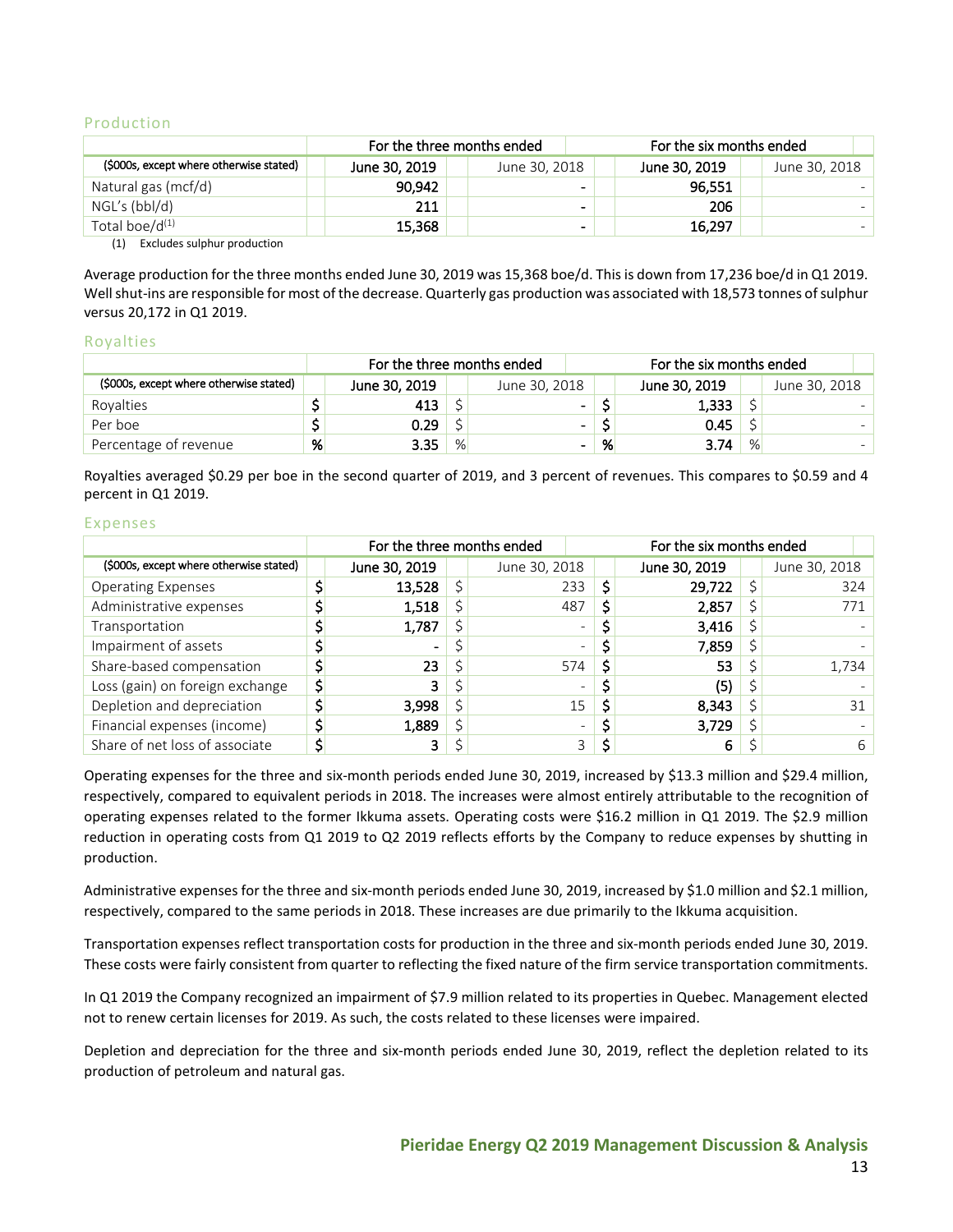## Production

| ($000s, except where otherwise stated) | For the three months ended June 30, 2019 | June 30, 2018 | For the six months ended June 30, 2019 | June 30, 2018 |
|---|---|---|---|---|
| Natural gas (mcf/d) | 90,942 | - | 96,551 | - |
| NGL's (bbl/d) | 211 | - | 206 | - |
| Total boe/d[(1)] | 15,368 | - | 16,297 | - |

(1) Excludes sulphur production

Average production for the three months ended June 30, 2019 was 15,368 boe/d. This is down from 17,236 boe/d in Q1 2019. Well shut-ins are responsible for most of the decrease. Quarterly gas production was associated with 18,573 tonnes of sulphur versus 20,172 in Q1 2019.

## Royalties

| ($000s, except where otherwise stated) | For the three months ended June 30, 2019 | June 30, 2018 | For the six months ended June 30, 2019 | June 30, 2018 |
|---|---|---|---|---|
| Royalties | $ 413 | $ - | $ 1,333 | $ - |
| Per boe | $ 0.29 | $ - | $ 0.45 | $ - |
| Percentage of revenue | % 3.35 | % - | % 3.74 | % - |

Royalties averaged $0.29 per boe in the second quarter of 2019, and 3 percent of revenues. This compares to $0.59 and 4 percent in Q1 2019.

## Expenses

| ($000s, except where otherwise stated) | For the three months ended June 30, 2019 | June 30, 2018 | For the six months ended June 30, 2019 | June 30, 2018 |
|---|---|---|---|---|
| Operating Expenses | $ 13,528 | $ 233 | $ 29,722 | $ 324 |
| Administrative expenses | $ 1,518 | $ 487 | $ 2,857 | $ 771 |
| Transportation | $ 1,787 | $ - | $ 3,416 | $ - |
| Impairment of assets | $ - | $ - | $ 7,859 | $ - |
| Share-based compensation | $ 23 | $ 574 | $ 53 | $ 1,734 |
| Loss (gain) on foreign exchange | $ 3 | $ - | $ (5) | $ - |
| Depletion and depreciation | $ 3,998 | $ 15 | $ 8,343 | $ 31 |
| Financial expenses (income) | $ 1,889 | $ - | $ 3,729 | $ - |
| Share of net loss of associate | $ 3 | $ 3 | $ 6 | $ 6 |

Operating expenses for the three and six-month periods ended June 30, 2019, increased by $13.3 million and $29.4 million, respectively, compared to equivalent periods in 2018. The increases were almost entirely attributable to the recognition of operating expenses related to the former Ikkuma assets. Operating costs were $16.2 million in Q1 2019. The $2.9 million reduction in operating costs from Q1 2019 to Q2 2019 reflects efforts by the Company to reduce expenses by shutting in production.

Administrative expenses for the three and six-month periods ended June 30, 2019, increased by $1.0 million and $2.1 million, respectively, compared to the same periods in 2018. These increases are due primarily to the Ikkuma acquisition.

Transportation expenses reflect transportation costs for production in the three and six-month periods ended June 30, 2019. These costs were fairly consistent from quarter to reflecting the fixed nature of the firm service transportation commitments.

In Q1 2019 the Company recognized an impairment of $7.9 million related to its properties in Quebec. Management elected not to renew certain licenses for 2019. As such, the costs related to these licenses were impaired.

Depletion and depreciation for the three and six-month periods ended June 30, 2019, reflect the depletion related to its production of petroleum and natural gas.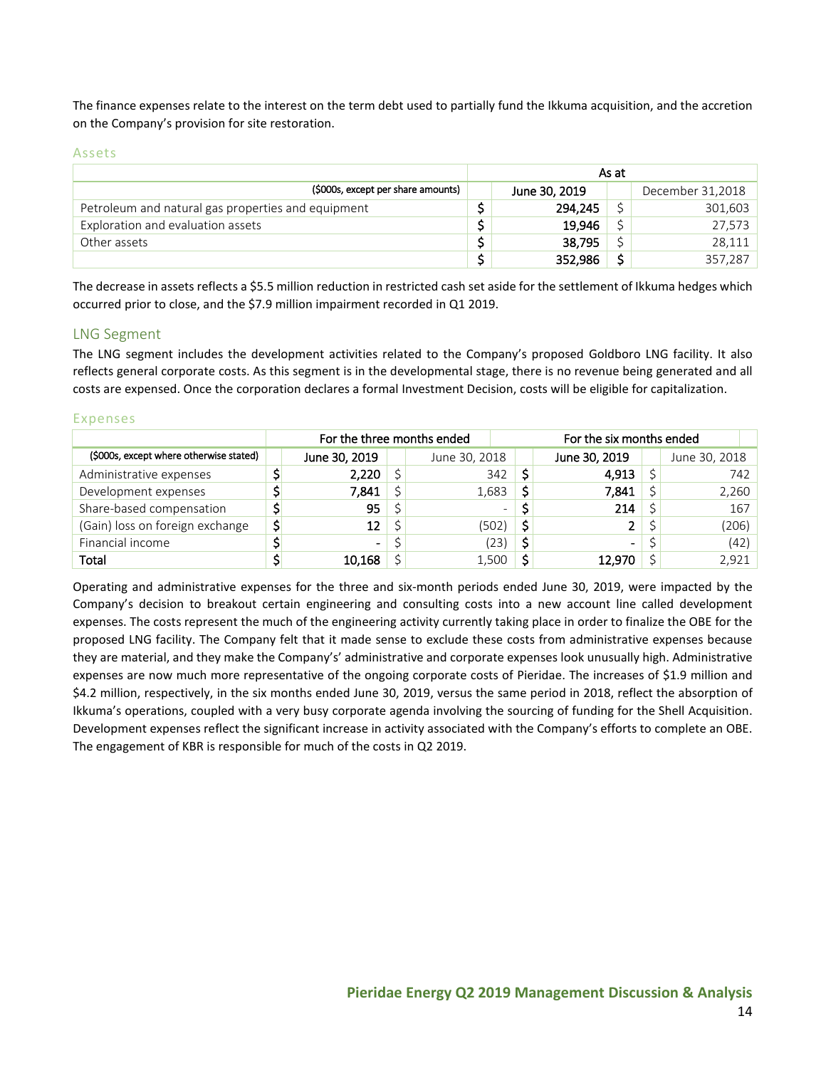The finance expenses relate to the interest on the term debt used to partially fund the Ikkuma acquisition, and the accretion on the Company's provision for site restoration.

### Assets

| | As at | |
|---|---|---|
| ($000s, except per share amounts) | June 30, 2019 | December 31,2018 |
| Petroleum and natural gas properties and equipment | $ 294,245 | $ 301,603 |
| Exploration and evaluation assets | $ 19,946 | $ 27,573 |
| Other assets | $ 38,795 | $ 28,111 |
| | $ 352,986 | $ 357,287 |

The decrease in assets reflects a $5.5 million reduction in restricted cash set aside for the settlement of Ikkuma hedges which occurred prior to close, and the $7.9 million impairment recorded in Q1 2019.

## LNG Segment

The LNG segment includes the development activities related to the Company's proposed Goldboro LNG facility. It also reflects general corporate costs. As this segment is in the developmental stage, there is no revenue being generated and all costs are expensed. Once the corporation declares a formal Investment Decision, costs will be eligible for capitalization.

### Expenses

| | For the three months ended | | For the six months ended | |
|---|---|---|---|---|
| ($000s, except where otherwise stated) | June 30, 2019 | June 30, 2018 | June 30, 2019 | June 30, 2018 |
| Administrative expenses | $ 2,220 | $ 342 | $ 4,913 | $ 742 |
| Development expenses | $ 7,841 | $ 1,683 | $ 7,841 | $ 2,260 |
| Share-based compensation | $ 95 | $ - | $ 214 | $ 167 |
| (Gain) loss on foreign exchange | $ 12 | $ (502) | $ 2 | $ (206) |
| Financial income | $ - | $ (23) | $ - | $ (42) |
| Total | $ 10,168 | $ 1,500 | $ 12,970 | $ 2,921 |

Operating and administrative expenses for the three and six-month periods ended June 30, 2019, were impacted by the Company's decision to breakout certain engineering and consulting costs into a new account line called development expenses. The costs represent the much of the engineering activity currently taking place in order to finalize the OBE for the proposed LNG facility. The Company felt that it made sense to exclude these costs from administrative expenses because they are material, and they make the Company's' administrative and corporate expenses look unusually high. Administrative expenses are now much more representative of the ongoing corporate costs of Pieridae. The increases of $1.9 million and $4.2 million, respectively, in the six months ended June 30, 2019, versus the same period in 2018, reflect the absorption of Ikkuma's operations, coupled with a very busy corporate agenda involving the sourcing of funding for the Shell Acquisition. Development expenses reflect the significant increase in activity associated with the Company's efforts to complete an OBE. The engagement of KBR is responsible for much of the costs in Q2 2019.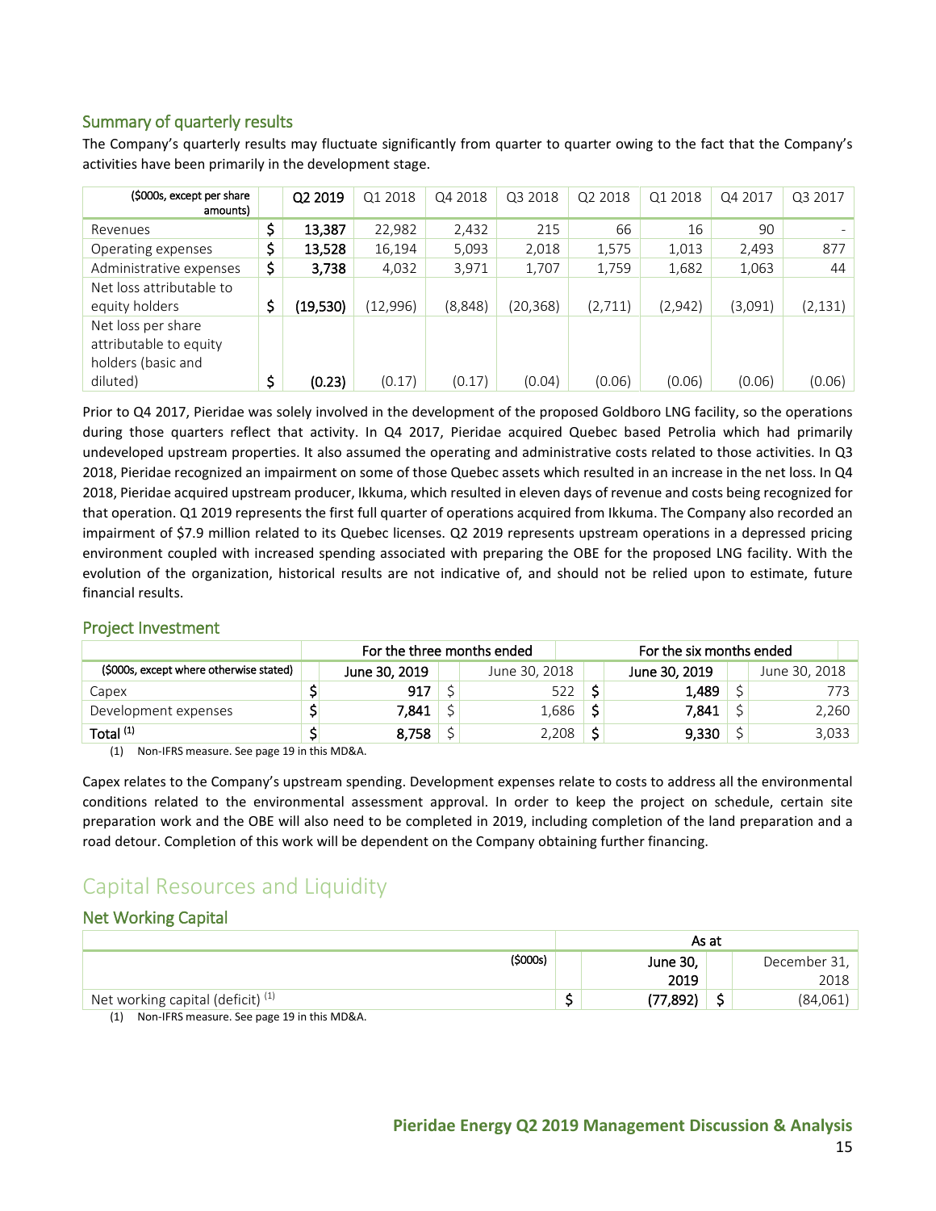## Summary of quarterly results

The Company's quarterly results may fluctuate significantly from quarter to quarter owing to the fact that the Company's activities have been primarily in the development stage.

| ($000s, except per share amounts) | | Q2 2019 | Q1 2018 | Q4 2018 | Q3 2018 | Q2 2018 | Q1 2018 | Q4 2017 | Q3 2017 |
|---|---|---|---|---|---|---|---|---|---|
| Revenues | $ | **13,387** | 22,982 | 2,432 | 215 | 66 | 16 | 90 | - |
| Operating expenses | $ | **13,528** | 16,194 | 5,093 | 2,018 | 1,575 | 1,013 | 2,493 | 877 |
| Administrative expenses | $ | **3,738** | 4,032 | 3,971 | 1,707 | 1,759 | 1,682 | 1,063 | 44 |
| Net loss attributable to equity holders | $ | **(19,530)** | (12,996) | (8,848) | (20,368) | (2,711) | (2,942) | (3,091) | (2,131) |
| Net loss per share attributable to equity holders (basic and diluted) | $ | **(0.23)** | (0.17) | (0.17) | (0.04) | (0.06) | (0.06) | (0.06) | (0.06) |

Prior to Q4 2017, Pieridae was solely involved in the development of the proposed Goldboro LNG facility, so the operations during those quarters reflect that activity. In Q4 2017, Pieridae acquired Quebec based Petrolia which had primarily undeveloped upstream properties. It also assumed the operating and administrative costs related to those activities. In Q3 2018, Pieridae recognized an impairment on some of those Quebec assets which resulted in an increase in the net loss. In Q4 2018, Pieridae acquired upstream producer, Ikkuma, which resulted in eleven days of revenue and costs being recognized for that operation. Q1 2019 represents the first full quarter of operations acquired from Ikkuma. The Company also recorded an impairment of $7.9 million related to its Quebec licenses. Q2 2019 represents upstream operations in a depressed pricing environment coupled with increased spending associated with preparing the OBE for the proposed LNG facility. With the evolution of the organization, historical results are not indicative of, and should not be relied upon to estimate, future financial results.

## Project Investment

| | For the three months ended | | | | For the six months ended | | | |
|---|---|---|---|---|---|---|---|---|
| ($000s, except where otherwise stated) | | **June 30, 2019** | | June 30, 2018 | | **June 30, 2019** | | June 30, 2018 |
| Capex | $ | **917** | $ | 522 | $ | **1,489** | $ | 773 |
| Development expenses | $ | **7,841** | $ | 1,686 | $ | **7,841** | $ | 2,260 |
| **Total [(1)]** | $ | **8,758** | $ | 2,208 | $ | **9,330** | $ | 3,033 |

(1) Non-IFRS measure. See page 19 in this MD&A.

Capex relates to the Company's upstream spending. Development expenses relate to costs to address all the environmental conditions related to the environmental assessment approval. In order to keep the project on schedule, certain site preparation work and the OBE will also need to be completed in 2019, including completion of the land preparation and a road detour. Completion of this work will be dependent on the Company obtaining further financing.

# Capital Resources and Liquidity

## Net Working Capital

| | As at | | | |
|---|---|---|---|---|
| ($000s) | | **June 30, 2019** | | December 31, 2018 |
| Net working capital (deficit) [(1)] | $ | **(77,892)** | $ | (84,061) |

(1) Non-IFRS measure. See page 19 in this MD&A.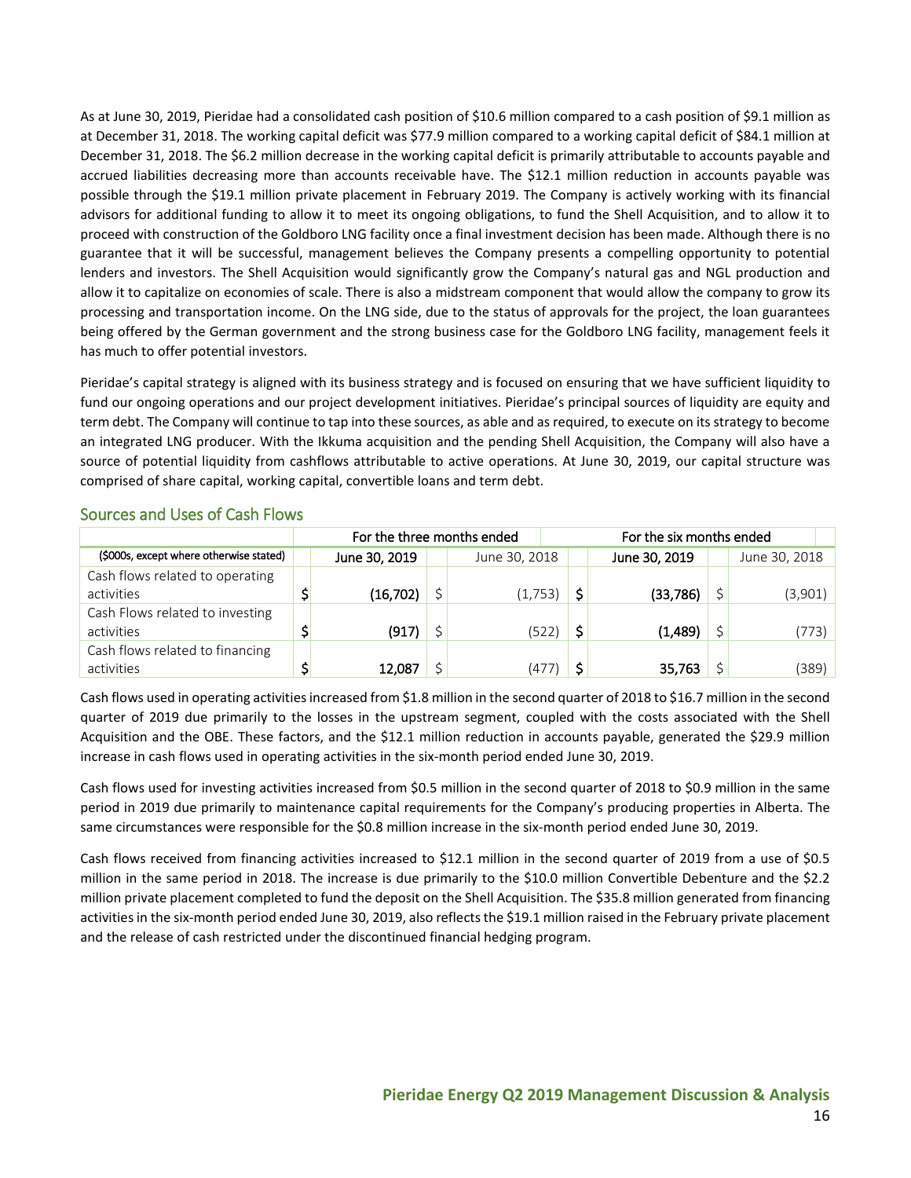As at June 30, 2019, Pieridae had a consolidated cash position of $10.6 million compared to a cash position of $9.1 million as at December 31, 2018. The working capital deficit was $77.9 million compared to a working capital deficit of $84.1 million at December 31, 2018. The $6.2 million decrease in the working capital deficit is primarily attributable to accounts payable and accrued liabilities decreasing more than accounts receivable have. The $12.1 million reduction in accounts payable was possible through the $19.1 million private placement in February 2019. The Company is actively working with its financial advisors for additional funding to allow it to meet its ongoing obligations, to fund the Shell Acquisition, and to allow it to proceed with construction of the Goldboro LNG facility once a final investment decision has been made. Although there is no guarantee that it will be successful, management believes the Company presents a compelling opportunity to potential lenders and investors. The Shell Acquisition would significantly grow the Company's natural gas and NGL production and allow it to capitalize on economies of scale. There is also a midstream component that would allow the company to grow its processing and transportation income. On the LNG side, due to the status of approvals for the project, the loan guarantees being offered by the German government and the strong business case for the Goldboro LNG facility, management feels it has much to offer potential investors.

Pieridae's capital strategy is aligned with its business strategy and is focused on ensuring that we have sufficient liquidity to fund our ongoing operations and our project development initiatives. Pieridae's principal sources of liquidity are equity and term debt. The Company will continue to tap into these sources, as able and as required, to execute on its strategy to become an integrated LNG producer. With the Ikkuma acquisition and the pending Shell Acquisition, the Company will also have a source of potential liquidity from cashflows attributable to active operations. At June 30, 2019, our capital structure was comprised of share capital, working capital, convertible loans and term debt.

## Sources and Uses of Cash Flows

| | For the three months ended | | For the six months ended | |
|---|---|---|---|---|
| ($000s, except where otherwise stated) | **June 30, 2019** | June 30, 2018 | **June 30, 2019** | June 30, 2018 |
| Cash flows related to operating activities | **$ (16,702)** | $ (1,753) | **$ (33,786)** | $ (3,901) |
| Cash Flows related to investing activities | **$ (917)** | $ (522) | **$ (1,489)** | $ (773) |
| Cash flows related to financing activities | **$ 12,087** | $ (477) | **$ 35,763** | $ (389) |

Cash flows used in operating activities increased from $1.8 million in the second quarter of 2018 to $16.7 million in the second quarter of 2019 due primarily to the losses in the upstream segment, coupled with the costs associated with the Shell Acquisition and the OBE. These factors, and the $12.1 million reduction in accounts payable, generated the $29.9 million increase in cash flows used in operating activities in the six-month period ended June 30, 2019.

Cash flows used for investing activities increased from $0.5 million in the second quarter of 2018 to $0.9 million in the same period in 2019 due primarily to maintenance capital requirements for the Company's producing properties in Alberta. The same circumstances were responsible for the $0.8 million increase in the six-month period ended June 30, 2019.

Cash flows received from financing activities increased to $12.1 million in the second quarter of 2019 from a use of $0.5 million in the same period in 2018. The increase is due primarily to the $10.0 million Convertible Debenture and the $2.2 million private placement completed to fund the deposit on the Shell Acquisition. The $35.8 million generated from financing activities in the six-month period ended June 30, 2019, also reflects the $19.1 million raised in the February private placement and the release of cash restricted under the discontinued financial hedging program.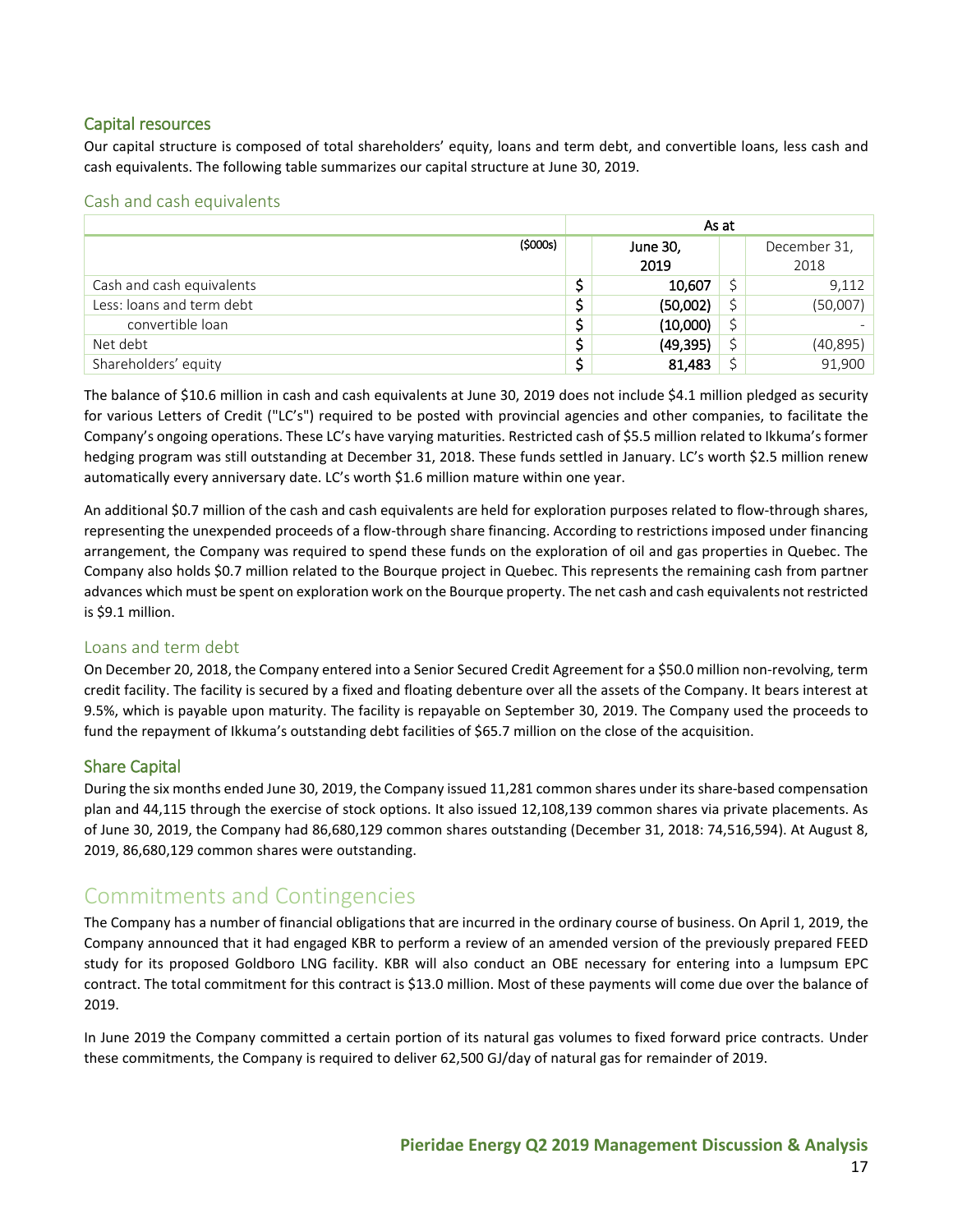## Capital resources

Our capital structure is composed of total shareholders' equity, loans and term debt, and convertible loans, less cash and cash equivalents. The following table summarizes our capital structure at June 30, 2019.

### Cash and cash equivalents

| | As at | | | |
|---|---|---|---|---|
| ($000s) | | June 30, 2019 | | December 31, 2018 |
| Cash and cash equivalents | $ | **10,607** | $ | 9,112 |
| Less: loans and term debt | $ | **(50,002)** | $ | (50,007) |
| convertible loan | $ | **(10,000)** | $ | - |
| Net debt | $ | **(49,395)** | $ | (40,895) |
| Shareholders' equity | $ | **81,483** | $ | 91,900 |

The balance of $10.6 million in cash and cash equivalents at June 30, 2019 does not include $4.1 million pledged as security for various Letters of Credit ("LC's") required to be posted with provincial agencies and other companies, to facilitate the Company's ongoing operations. These LC's have varying maturities. Restricted cash of $5.5 million related to Ikkuma's former hedging program was still outstanding at December 31, 2018. These funds settled in January. LC's worth $2.5 million renew automatically every anniversary date. LC's worth $1.6 million mature within one year.

An additional $0.7 million of the cash and cash equivalents are held for exploration purposes related to flow-through shares, representing the unexpended proceeds of a flow-through share financing. According to restrictions imposed under financing arrangement, the Company was required to spend these funds on the exploration of oil and gas properties in Quebec. The Company also holds $0.7 million related to the Bourque project in Quebec. This represents the remaining cash from partner advances which must be spent on exploration work on the Bourque property. The net cash and cash equivalents not restricted is $9.1 million.

### Loans and term debt

On December 20, 2018, the Company entered into a Senior Secured Credit Agreement for a $50.0 million non-revolving, term credit facility. The facility is secured by a fixed and floating debenture over all the assets of the Company. It bears interest at 9.5%, which is payable upon maturity. The facility is repayable on September 30, 2019. The Company used the proceeds to fund the repayment of Ikkuma's outstanding debt facilities of $65.7 million on the close of the acquisition.

## Share Capital

During the six months ended June 30, 2019, the Company issued 11,281 common shares under its share-based compensation plan and 44,115 through the exercise of stock options. It also issued 12,108,139 common shares via private placements. As of June 30, 2019, the Company had 86,680,129 common shares outstanding (December 31, 2018: 74,516,594). At August 8, 2019, 86,680,129 common shares were outstanding.

# Commitments and Contingencies

The Company has a number of financial obligations that are incurred in the ordinary course of business. On April 1, 2019, the Company announced that it had engaged KBR to perform a review of an amended version of the previously prepared FEED study for its proposed Goldboro LNG facility. KBR will also conduct an OBE necessary for entering into a lumpsum EPC contract. The total commitment for this contract is $13.0 million. Most of these payments will come due over the balance of 2019.

In June 2019 the Company committed a certain portion of its natural gas volumes to fixed forward price contracts. Under these commitments, the Company is required to deliver 62,500 GJ/day of natural gas for remainder of 2019.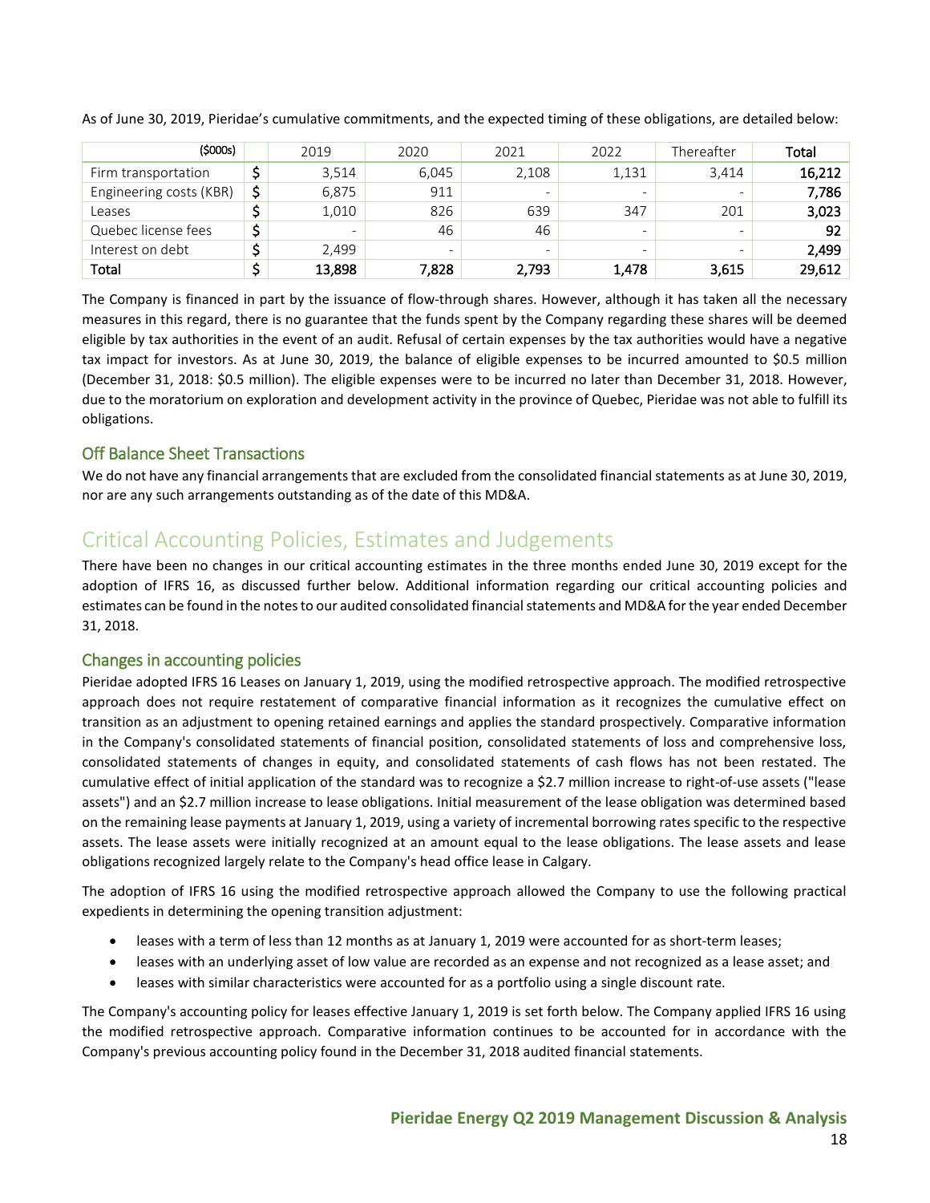As of June 30, 2019, Pieridae's cumulative commitments, and the expected timing of these obligations, are detailed below:

| ($000s) | | 2019 | 2020 | 2021 | 2022 | Thereafter | Total |
|---|---|---|---|---|---|---|---|
| Firm transportation | $ | 3,514 | 6,045 | 2,108 | 1,131 | 3,414 | **16,212** |
| Engineering costs (KBR) | $ | 6,875 | 911 | - | - | - | **7,786** |
| Leases | $ | 1,010 | 826 | 639 | 347 | 201 | **3,023** |
| Quebec license fees | $ | - | 46 | 46 | - | - | **92** |
| Interest on debt | $ | 2,499 | - | - | - | - | **2,499** |
| **Total** | $ | **13,898** | **7,828** | **2,793** | **1,478** | **3,615** | **29,612** |

The Company is financed in part by the issuance of flow-through shares. However, although it has taken all the necessary measures in this regard, there is no guarantee that the funds spent by the Company regarding these shares will be deemed eligible by tax authorities in the event of an audit. Refusal of certain expenses by the tax authorities would have a negative tax impact for investors. As at June 30, 2019, the balance of eligible expenses to be incurred amounted to $0.5 million (December 31, 2018: $0.5 million). The eligible expenses were to be incurred no later than December 31, 2018. However, due to the moratorium on exploration and development activity in the province of Quebec, Pieridae was not able to fulfill its obligations.

### Off Balance Sheet Transactions

We do not have any financial arrangements that are excluded from the consolidated financial statements as at June 30, 2019, nor are any such arrangements outstanding as of the date of this MD&A.

## Critical Accounting Policies, Estimates and Judgements

There have been no changes in our critical accounting estimates in the three months ended June 30, 2019 except for the adoption of IFRS 16, as discussed further below. Additional information regarding our critical accounting policies and estimates can be found in the notes to our audited consolidated financial statements and MD&A for the year ended December 31, 2018.

### Changes in accounting policies

Pieridae adopted IFRS 16 Leases on January 1, 2019, using the modified retrospective approach. The modified retrospective approach does not require restatement of comparative financial information as it recognizes the cumulative effect on transition as an adjustment to opening retained earnings and applies the standard prospectively. Comparative information in the Company's consolidated statements of financial position, consolidated statements of loss and comprehensive loss, consolidated statements of changes in equity, and consolidated statements of cash flows has not been restated. The cumulative effect of initial application of the standard was to recognize a $2.7 million increase to right-of-use assets ("lease assets") and an $2.7 million increase to lease obligations. Initial measurement of the lease obligation was determined based on the remaining lease payments at January 1, 2019, using a variety of incremental borrowing rates specific to the respective assets. The lease assets were initially recognized at an amount equal to the lease obligations. The lease assets and lease obligations recognized largely relate to the Company's head office lease in Calgary.

The adoption of IFRS 16 using the modified retrospective approach allowed the Company to use the following practical expedients in determining the opening transition adjustment:

- leases with a term of less than 12 months as at January 1, 2019 were accounted for as short-term leases;
- leases with an underlying asset of low value are recorded as an expense and not recognized as a lease asset; and
- leases with similar characteristics were accounted for as a portfolio using a single discount rate.

The Company's accounting policy for leases effective January 1, 2019 is set forth below. The Company applied IFRS 16 using the modified retrospective approach. Comparative information continues to be accounted for in accordance with the Company's previous accounting policy found in the December 31, 2018 audited financial statements.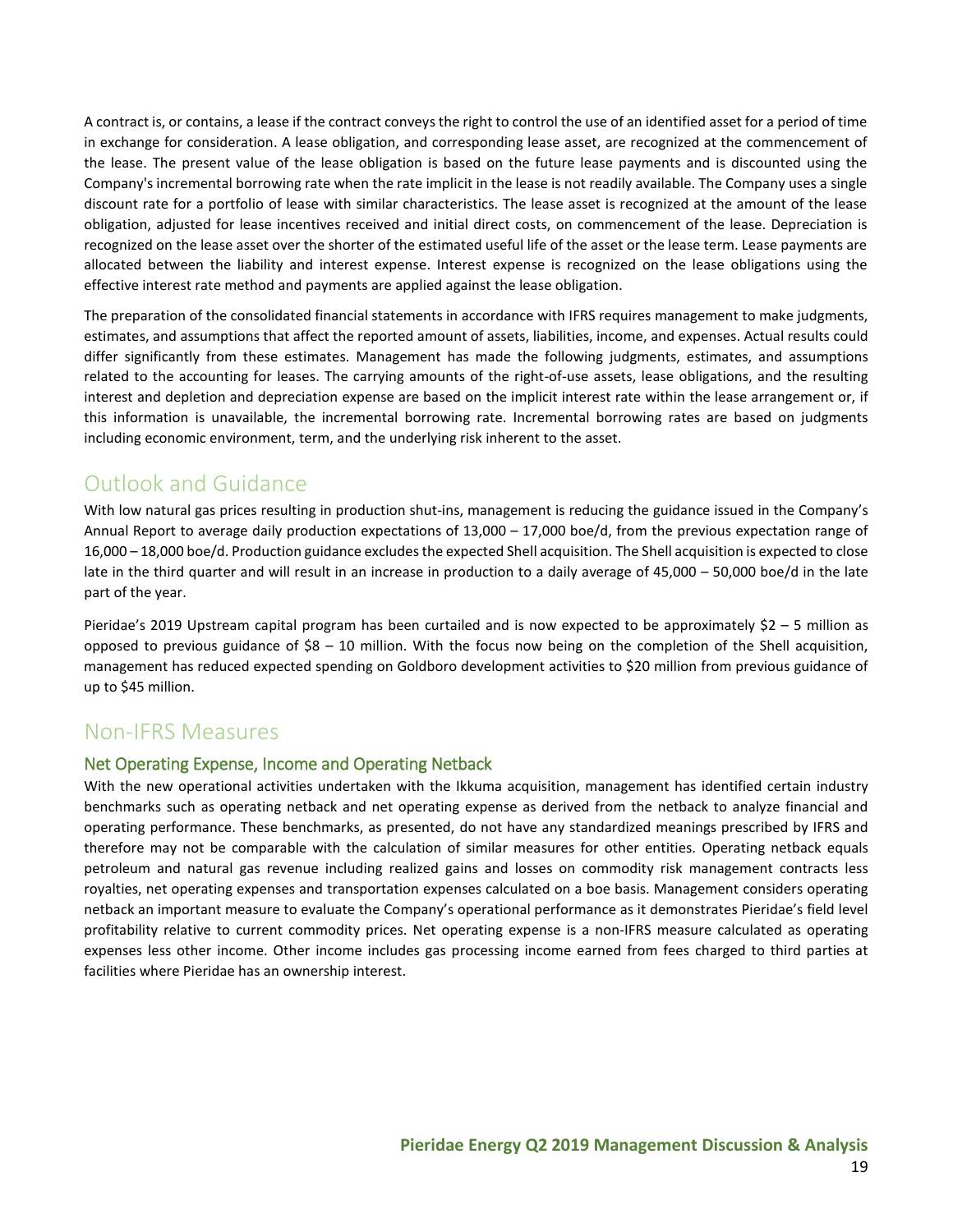A contract is, or contains, a lease if the contract conveys the right to control the use of an identified asset for a period of time in exchange for consideration. A lease obligation, and corresponding lease asset, are recognized at the commencement of the lease. The present value of the lease obligation is based on the future lease payments and is discounted using the Company's incremental borrowing rate when the rate implicit in the lease is not readily available. The Company uses a single discount rate for a portfolio of lease with similar characteristics. The lease asset is recognized at the amount of the lease obligation, adjusted for lease incentives received and initial direct costs, on commencement of the lease. Depreciation is recognized on the lease asset over the shorter of the estimated useful life of the asset or the lease term. Lease payments are allocated between the liability and interest expense. Interest expense is recognized on the lease obligations using the effective interest rate method and payments are applied against the lease obligation.

The preparation of the consolidated financial statements in accordance with IFRS requires management to make judgments, estimates, and assumptions that affect the reported amount of assets, liabilities, income, and expenses. Actual results could differ significantly from these estimates. Management has made the following judgments, estimates, and assumptions related to the accounting for leases. The carrying amounts of the right-of-use assets, lease obligations, and the resulting interest and depletion and depreciation expense are based on the implicit interest rate within the lease arrangement or, if this information is unavailable, the incremental borrowing rate. Incremental borrowing rates are based on judgments including economic environment, term, and the underlying risk inherent to the asset.

# Outlook and Guidance

With low natural gas prices resulting in production shut-ins, management is reducing the guidance issued in the Company's Annual Report to average daily production expectations of 13,000 – 17,000 boe/d, from the previous expectation range of 16,000 – 18,000 boe/d. Production guidance excludes the expected Shell acquisition. The Shell acquisition is expected to close late in the third quarter and will result in an increase in production to a daily average of 45,000 – 50,000 boe/d in the late part of the year.

Pieridae's 2019 Upstream capital program has been curtailed and is now expected to be approximately $2 – 5 million as opposed to previous guidance of $8 – 10 million. With the focus now being on the completion of the Shell acquisition, management has reduced expected spending on Goldboro development activities to $20 million from previous guidance of up to $45 million.

# Non-IFRS Measures

## Net Operating Expense, Income and Operating Netback

With the new operational activities undertaken with the Ikkuma acquisition, management has identified certain industry benchmarks such as operating netback and net operating expense as derived from the netback to analyze financial and operating performance. These benchmarks, as presented, do not have any standardized meanings prescribed by IFRS and therefore may not be comparable with the calculation of similar measures for other entities. Operating netback equals petroleum and natural gas revenue including realized gains and losses on commodity risk management contracts less royalties, net operating expenses and transportation expenses calculated on a boe basis. Management considers operating netback an important measure to evaluate the Company's operational performance as it demonstrates Pieridae's field level profitability relative to current commodity prices. Net operating expense is a non-IFRS measure calculated as operating expenses less other income. Other income includes gas processing income earned from fees charged to third parties at facilities where Pieridae has an ownership interest.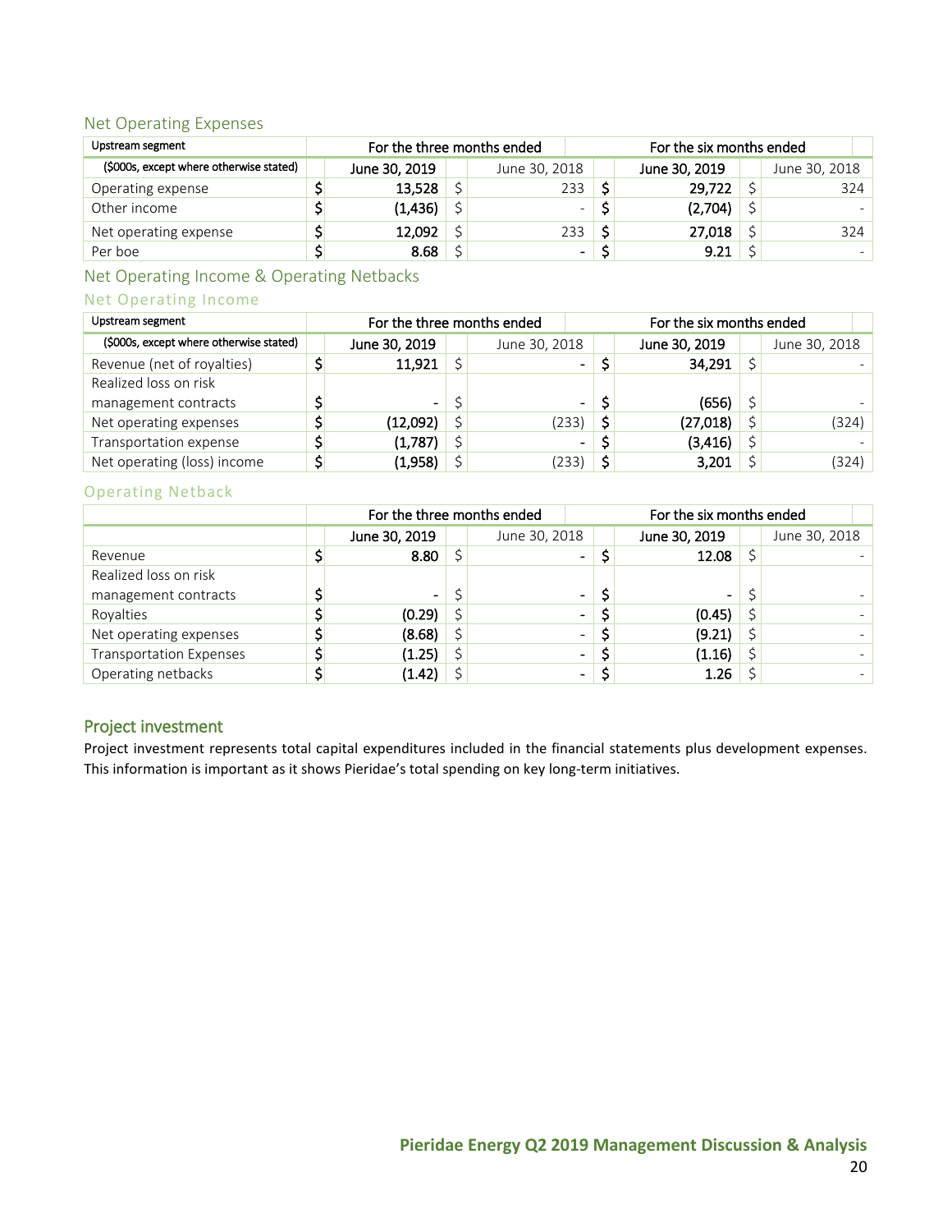## Net Operating Expenses

| Upstream segment | For the three months ended | | For the six months ended | |
|---|---|---|---|---|
| ($000s, except where otherwise stated) | June 30, 2019 | June 30, 2018 | June 30, 2019 | June 30, 2018 |
| Operating expense | $ 13,528 | $ 233 | $ 29,722 | $ 324 |
| Other income | $ (1,436) | $ - | $ (2,704) | $ - |
| Net operating expense | $ 12,092 | $ 233 | $ 27,018 | $ 324 |
| Per boe | $ 8.68 | $ - | $ 9.21 | $ - |

## Net Operating Income & Operating Netbacks

### Net Operating Income

| Upstream segment | For the three months ended | | For the six months ended | |
|---|---|---|---|---|
| ($000s, except where otherwise stated) | June 30, 2019 | June 30, 2018 | June 30, 2019 | June 30, 2018 |
| Revenue (net of royalties) | $ 11,921 | $ - | $ 34,291 | $ - |
| Realized loss on risk management contracts | $ - | $ - | $ (656) | $ - |
| Net operating expenses | $ (12,092) | $ (233) | $ (27,018) | $ (324) |
| Transportation expense | $ (1,787) | $ - | $ (3,416) | $ - |
| Net operating (loss) income | $ (1,958) | $ (233) | $ 3,201 | $ (324) |

### Operating Netback

| | For the three months ended | | For the six months ended | |
|---|---|---|---|---|
| | June 30, 2019 | June 30, 2018 | June 30, 2019 | June 30, 2018 |
| Revenue | $ 8.80 | $ - | $ 12.08 | $ - |
| Realized loss on risk management contracts | $ - | $ - | $ - | $ - |
| Royalties | $ (0.29) | $ - | $ (0.45) | $ - |
| Net operating expenses | $ (8.68) | $ - | $ (9.21) | $ - |
| Transportation Expenses | $ (1.25) | $ - | $ (1.16) | $ - |
| Operating netbacks | $ (1.42) | $ - | $ 1.26 | $ - |

## Project investment

Project investment represents total capital expenditures included in the financial statements plus development expenses. This information is important as it shows Pieridae's total spending on key long-term initiatives.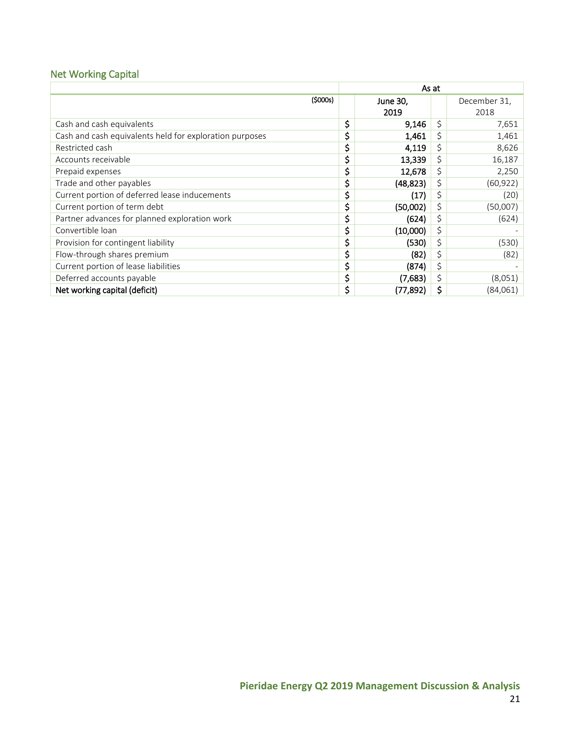## Net Working Capital

| | As at | | | |
|---|---|---|---|---|
| ($000s) | | June 30, 2019 | | December 31, 2018 |
| Cash and cash equivalents | $ | **9,146** | $ | 7,651 |
| Cash and cash equivalents held for exploration purposes | $ | **1,461** | $ | 1,461 |
| Restricted cash | $ | **4,119** | $ | 8,626 |
| Accounts receivable | $ | **13,339** | $ | 16,187 |
| Prepaid expenses | $ | **12,678** | $ | 2,250 |
| Trade and other payables | $ | **(48,823)** | $ | (60,922) |
| Current portion of deferred lease inducements | $ | **(17)** | $ | (20) |
| Current portion of term debt | $ | **(50,002)** | $ | (50,007) |
| Partner advances for planned exploration work | $ | **(624)** | $ | (624) |
| Convertible loan | $ | **(10,000)** | $ | - |
| Provision for contingent liability | $ | **(530)** | $ | (530) |
| Flow-through shares premium | $ | **(82)** | $ | (82) |
| Current portion of lease liabilities | $ | **(874)** | $ | - |
| Deferred accounts payable | $ | **(7,683)** | $ | (8,051) |
| **Net working capital (deficit)** | **$** | **(77,892)** | **$** | (84,061) |